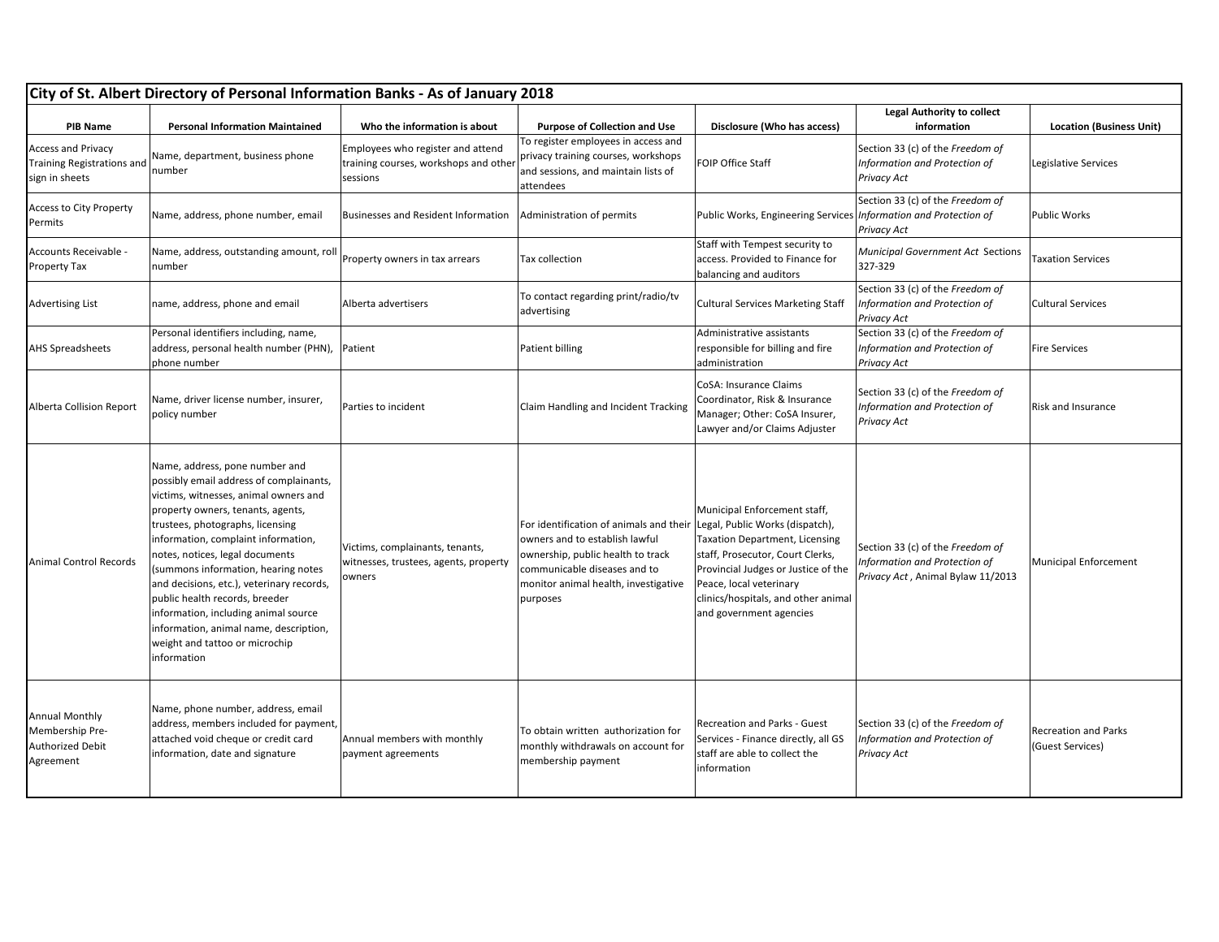| City of St. Albert Directory of Personal Information Banks - As of January 2018 | | | | | | |
|---|---|---|---|---|---|---|
| **PIB Name** | **Personal Information Maintained** | **Who the information is about** | **Purpose of Collection and Use** | **Disclosure (Who has access)** | **Legal Authority to collect information** | **Location (Business Unit)** |
| Access and Privacy Training Registrations and sign in sheets | Name, department, business phone number | Employees who register and attend training courses, workshops and other sessions | To register employees in access and privacy training courses, workshops and sessions, and maintain lists of attendees | FOIP Office Staff | Section 33 (c) of the *Freedom of Information and Protection of Privacy Act* | Legislative Services |
| Access to City Property Permits | Name, address, phone number, email | Businesses and Resident Information | Administration of permits | Public Works, Engineering Services | Section 33 (c) of the *Freedom of Information and Protection of Privacy Act* | Public Works |
| Accounts Receivable - Property Tax | Name, address, outstanding amount, roll number | Property owners in tax arrears | Tax collection | Staff with Tempest security to access. Provided to Finance for balancing and auditors | *Municipal Government Act* Sections 327-329 | Taxation Services |
| Advertising List | name, address, phone and email | Alberta advertisers | To contact regarding print/radio/tv advertising | Cultural Services Marketing Staff | Section 33 (c) of the *Freedom of Information and Protection of Privacy Act* | Cultural Services |
| AHS Spreadsheets | Personal identifiers including, name, address, personal health number (PHN), phone number | Patient | Patient billing | Administrative assistants responsible for billing and fire administration | Section 33 (c) of the *Freedom of Information and Protection of Privacy Act* | Fire Services |
| Alberta Collision Report | Name, driver license number, insurer, policy number | Parties to incident | Claim Handling and Incident Tracking | CoSA: Insurance Claims Coordinator, Risk & Insurance Manager; Other: CoSA Insurer, Lawyer and/or Claims Adjuster | Section 33 (c) of the *Freedom of Information and Protection of Privacy Act* | Risk and Insurance |
| Animal Control Records | Name, address, pone number and possibly email address of complainants, victims, witnesses, animal owners and property owners, tenants, agents, trustees, photographs, licensing information, complaint information, notes, notices, legal documents (summons information, hearing notes and decisions, etc.), veterinary records, public health records, breeder information, including animal source information, animal name, description, weight and tattoo or microchip information | Victims, complainants, tenants, witnesses, trustees, agents, property owners | For identification of animals and their owners and to establish lawful ownership, public health to track communicable diseases and to monitor animal health, investigative purposes | Municipal Enforcement staff, Legal, Public Works (dispatch), Taxation Department, Licensing staff, Prosecutor, Court Clerks, Provincial Judges or Justice of the Peace, local veterinary clinics/hospitals, and other animal and government agencies | Section 33 (c) of the *Freedom of Information and Protection of Privacy Act*, Animal Bylaw 11/2013 | Municipal Enforcement |
| Annual Monthly Membership Pre-Authorized Debit Agreement | Name, phone number, address, email address, members included for payment, attached void cheque or credit card information, date and signature | Annual members with monthly payment agreements | To obtain written authorization for monthly withdrawals on account for membership payment | Recreation and Parks - Guest Services - Finance directly, all GS staff are able to collect the information | Section 33 (c) of the *Freedom of Information and Protection of Privacy Act* | Recreation and Parks (Guest Services) |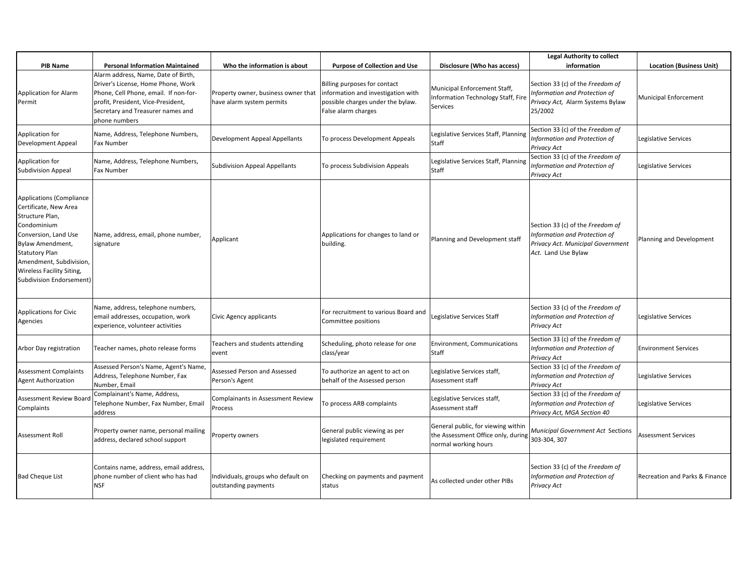| PIB Name | Personal Information Maintained | Who the information is about | Purpose of Collection and Use | Disclosure (Who has access) | Legal Authority to collect information | Location (Business Unit) |
|---|---|---|---|---|---|---|
| Application for Alarm Permit | Alarm address, Name, Date of Birth, Driver's License, Home Phone, Work Phone, Cell Phone, email. If non-for-profit, President, Vice-President, Secretary and Treasurer names and phone numbers | Property owner, business owner that have alarm system permits | Billing purposes for contact information and investigation with possible charges under the bylaw. False alarm charges | Municipal Enforcement Staff, Information Technology Staff, Fire Services | Section 33 (c) of the *Freedom of Information and Protection of Privacy Act*, Alarm Systems Bylaw 25/2002 | Municipal Enforcement |
| Application for Development Appeal | Name, Address, Telephone Numbers, Fax Number | Development Appeal Appellants | To process Development Appeals | Legislative Services Staff, Planning Staff | Section 33 (c) of the *Freedom of Information and Protection of Privacy Act* | Legislative Services |
| Application for Subdivision Appeal | Name, Address, Telephone Numbers, Fax Number | Subdivision Appeal Appellants | To process Subdivision Appeals | Legislative Services Staff, Planning Staff | Section 33 (c) of the *Freedom of Information and Protection of Privacy Act* | Legislative Services |
| Applications (Compliance Certificate, New Area Structure Plan, Condominium Conversion, Land Use Bylaw Amendment, Statutory Plan Amendment, Subdivision, Wireless Facility Siting, Subdivision Endorsement) | Name, address, email, phone number, signature | Applicant | Applications for changes to land or building. | Planning and Development staff | Section 33 (c) of the *Freedom of Information and Protection of Privacy Act. Municipal Government Act.* Land Use Bylaw | Planning and Development |
| Applications for Civic Agencies | Name, address, telephone numbers, email addresses, occupation, work experience, volunteer activities | Civic Agency applicants | For recruitment to various Board and Committee positions | Legislative Services Staff | Section 33 (c) of the *Freedom of Information and Protection of Privacy Act* | Legislative Services |
| Arbor Day registration | Teacher names, photo release forms | Teachers and students attending event | Scheduling, photo release for one class/year | Environment, Communications Staff | Section 33 (c) of the *Freedom of Information and Protection of Privacy Act* | Environment Services |
| Assessment Complaints Agent Authorization | Assessed Person's Name, Agent's Name, Address, Telephone Number, Fax Number, Email | Assessed Person and Assessed Person's Agent | To authorize an agent to act on behalf of the Assessed person | Legislative Services staff, Assessment staff | Section 33 (c) of the *Freedom of Information and Protection of Privacy Act* | Legislative Services |
| Assessment Review Board Complaints | Complainant's Name, Address, Telephone Number, Fax Number, Email address | Complainants in Assessment Review Process | To process ARB complaints | Legislative Services staff, Assessment staff | Section 33 (c) of the *Freedom of Information and Protection of Privacy Act, MGA Section 40* | Legislative Services |
| Assessment Roll | Property owner name, personal mailing address, declared school support | Property owners | General public viewing as per legislated requirement | General public, for viewing within the Assessment Office only, during normal working hours | *Municipal Government Act* Sections 303-304, 307 | Assessment Services |
| Bad Cheque List | Contains name, address, email address, phone number of client who has had NSF | Individuals, groups who default on outstanding payments | Checking on payments and payment status | As collected under other PIBs | Section 33 (c) of the *Freedom of Information and Protection of Privacy Act* | Recreation and Parks & Finance |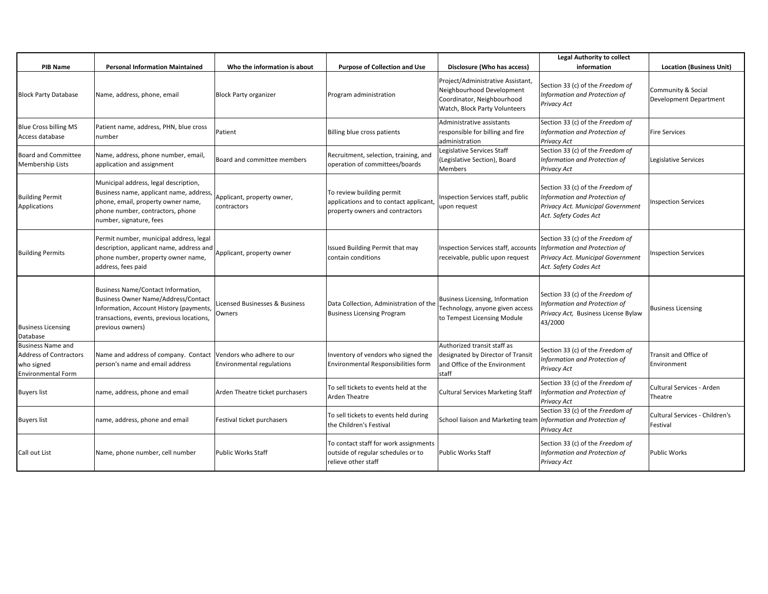| PIB Name | Personal Information Maintained | Who the information is about | Purpose of Collection and Use | Disclosure (Who has access) | Legal Authority to collect information | Location (Business Unit) |
|---|---|---|---|---|---|---|
| Block Party Database | Name, address, phone, email | Block Party organizer | Program administration | Project/Administrative Assistant, Neighbourhood Development Coordinator, Neighbourhood Watch, Block Party Volunteers | Section 33 (c) of the *Freedom of Information and Protection of Privacy Act* | Community & Social Development Department |
| Blue Cross billing MS Access database | Patient name, address, PHN, blue cross number | Patient | Billing blue cross patients | Administrative assistants responsible for billing and fire administration | Section 33 (c) of the *Freedom of Information and Protection of Privacy Act* | Fire Services |
| Board and Committee Membership Lists | Name, address, phone number, email, application and assignment | Board and committee members | Recruitment, selection, training, and operation of committees/boards | Legislative Services Staff (Legislative Section), Board Members | Section 33 (c) of the *Freedom of Information and Protection of Privacy Act* | Legislative Services |
| Building Permit Applications | Municipal address, legal description, Business name, applicant name, address, phone, email, property owner name, phone number, contractors, phone number, signature, fees | Applicant, property owner, contractors | To review building permit applications and to contact applicant, property owners and contractors | Inspection Services staff, public upon request | Section 33 (c) of the *Freedom of Information and Protection of Privacy Act. Municipal Government Act. Safety Codes Act* | Inspection Services |
| Building Permits | Permit number, municipal address, legal description, applicant name, address and phone number, property owner name, address, fees paid | Applicant, property owner | Issued Building Permit that may contain conditions | Inspection Services staff, accounts receivable, public upon request | Section 33 (c) of the *Freedom of Information and Protection of Privacy Act. Municipal Government Act. Safety Codes Act* | Inspection Services |
| Business Licensing Database | Business Name/Contact Information, Business Owner Name/Address/Contact Information, Account History (payments, transactions, events, previous locations, previous owners) | Licensed Businesses & Business Owners | Data Collection, Administration of the Business Licensing Program | Business Licensing, Information Technology, anyone given access to Tempest Licensing Module | Section 33 (c) of the *Freedom of Information and Protection of Privacy Act*, Business License Bylaw 43/2000 | Business Licensing |
| Business Name and Address of Contractors who signed Environmental Form | Name and address of company. Contact person's name and email address | Vendors who adhere to our Environmental regulations | Inventory of vendors who signed the Environmental Responsibilities form | Authorized transit staff as designated by Director of Transit and Office of the Environment staff | Section 33 (c) of the *Freedom of Information and Protection of Privacy Act* | Transit and Office of Environment |
| Buyers list | name, address, phone and email | Arden Theatre ticket purchasers | To sell tickets to events held at the Arden Theatre | Cultural Services Marketing Staff | Section 33 (c) of the *Freedom of Information and Protection of Privacy Act* | Cultural Services - Arden Theatre |
| Buyers list | name, address, phone and email | Festival ticket purchasers | To sell tickets to events held during the Children's Festival | School liaison and Marketing team | Section 33 (c) of the *Freedom of Information and Protection of Privacy Act* | Cultural Services - Children's Festival |
| Call out List | Name, phone number, cell number | Public Works Staff | To contact staff for work assignments outside of regular schedules or to relieve other staff | Public Works Staff | Section 33 (c) of the *Freedom of Information and Protection of Privacy Act* | Public Works |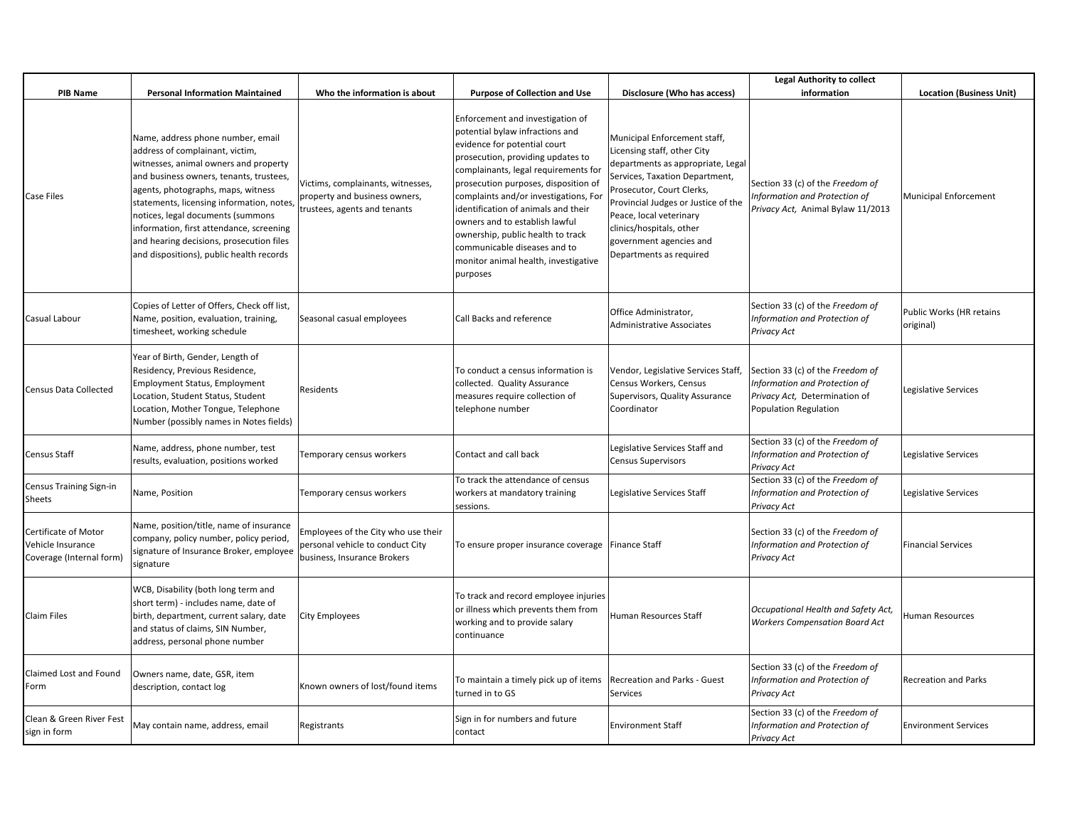| PIB Name | Personal Information Maintained | Who the information is about | Purpose of Collection and Use | Disclosure (Who has access) | Legal Authority to collect information | Location (Business Unit) |
|---|---|---|---|---|---|---|
| Case Files | Name, address phone number, email address of complainant, victim, witnesses, animal owners and property and business owners, tenants, trustees, agents, photographs, maps, witness statements, licensing information, notes, notices, legal documents (summons information, first attendance, screening and hearing decisions, prosecution files and dispositions), public health records | Victims, complainants, witnesses, property and business owners, trustees, agents and tenants | Enforcement and investigation of potential bylaw infractions and evidence for potential court prosecution, providing updates to complainants, legal requirements for prosecution purposes, disposition of complaints and/or investigations, For identification of animals and their owners and to establish lawful ownership, public health to track communicable diseases and to monitor animal health, investigative purposes | Municipal Enforcement staff, Licensing staff, other City departments as appropriate, Legal Services, Taxation Department, Prosecutor, Court Clerks, Provincial Judges or Justice of the Peace, local veterinary clinics/hospitals, other government agencies and Departments as required | Section 33 (c) of the *Freedom of Information and Protection of Privacy Act*, Animal Bylaw 11/2013 | Municipal Enforcement |
| Casual Labour | Copies of Letter of Offers, Check off list, Name, position, evaluation, training, timesheet, working schedule | Seasonal casual employees | Call Backs and reference | Office Administrator, Administrative Associates | Section 33 (c) of the *Freedom of Information and Protection of Privacy Act* | Public Works (HR retains original) |
| Census Data Collected | Year of Birth, Gender, Length of Residency, Previous Residence, Employment Status, Employment Location, Student Status, Student Location, Mother Tongue, Telephone Number (possibly names in Notes fields) | Residents | To conduct a census information is collected. Quality Assurance measures require collection of telephone number | Vendor, Legislative Services Staff, Census Workers, Census Supervisors, Quality Assurance Coordinator | Section 33 (c) of the *Freedom of Information and Protection of Privacy Act*, Determination of Population Regulation | Legislative Services |
| Census Staff | Name, address, phone number, test results, evaluation, positions worked | Temporary census workers | Contact and call back | Legislative Services Staff and Census Supervisors | Section 33 (c) of the *Freedom of Information and Protection of Privacy Act* | Legislative Services |
| Census Training Sign-in Sheets | Name, Position | Temporary census workers | To track the attendance of census workers at mandatory training sessions. | Legislative Services Staff | Section 33 (c) of the *Freedom of Information and Protection of Privacy Act* | Legislative Services |
| Certificate of Motor Vehicle Insurance Coverage (Internal form) | Name, position/title, name of insurance company, policy number, policy period, signature of Insurance Broker, employee signature | Employees of the City who use their personal vehicle to conduct City business, Insurance Brokers | To ensure proper insurance coverage | Finance Staff | Section 33 (c) of the *Freedom of Information and Protection of Privacy Act* | Financial Services |
| Claim Files | WCB, Disability (both long term and short term) - includes name, date of birth, department, current salary, date and status of claims, SIN Number, address, personal phone number | City Employees | To track and record employee injuries or illness which prevents them from working and to provide salary continuance | Human Resources Staff | *Occupational Health and Safety Act, Workers Compensation Board Act* | Human Resources |
| Claimed Lost and Found Form | Owners name, date, GSR, item description, contact log | Known owners of lost/found items | To maintain a timely pick up of items turned in to GS | Recreation and Parks - Guest Services | Section 33 (c) of the *Freedom of Information and Protection of Privacy Act* | Recreation and Parks |
| Clean & Green River Fest sign in form | May contain name, address, email | Registrants | Sign in for numbers and future contact | Environment Staff | Section 33 (c) of the *Freedom of Information and Protection of Privacy Act* | Environment Services |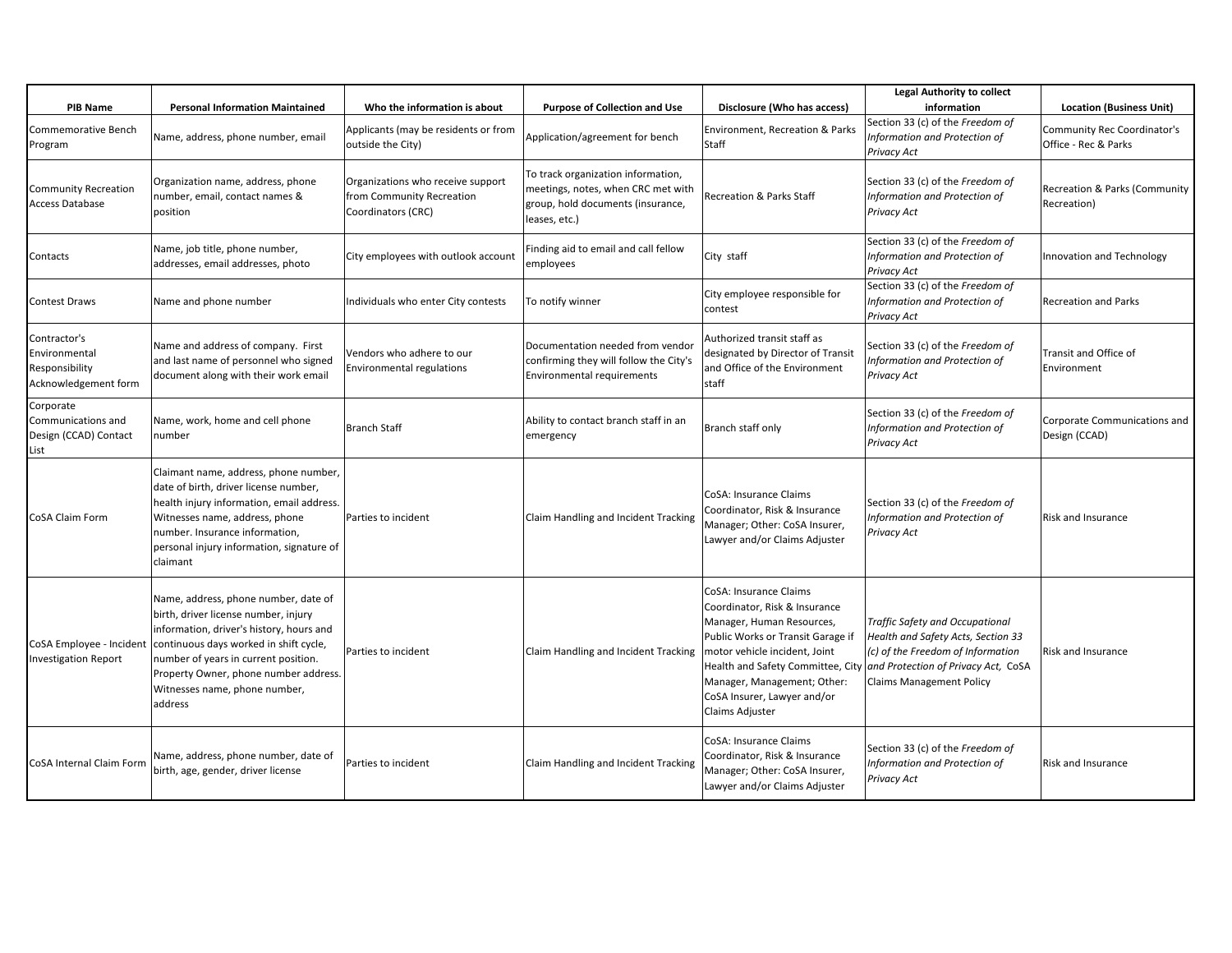| PIB Name | Personal Information Maintained | Who the information is about | Purpose of Collection and Use | Disclosure (Who has access) | Legal Authority to collect information | Location (Business Unit) |
|---|---|---|---|---|---|---|
| Commemorative Bench Program | Name, address, phone number, email | Applicants (may be residents or from outside the City) | Application/agreement for bench | Environment, Recreation & Parks Staff | Section 33 (c) of the *Freedom of Information and Protection of Privacy Act* | Community Rec Coordinator's Office - Rec & Parks |
| Community Recreation Access Database | Organization name, address, phone number, email, contact names & position | Organizations who receive support from Community Recreation Coordinators (CRC) | To track organization information, meetings, notes, when CRC met with group, hold documents (insurance, leases, etc.) | Recreation & Parks Staff | Section 33 (c) of the *Freedom of Information and Protection of Privacy Act* | Recreation & Parks (Community Recreation) |
| Contacts | Name, job title, phone number, addresses, email addresses, photo | City employees with outlook account | Finding aid to email and call fellow employees | City staff | Section 33 (c) of the *Freedom of Information and Protection of Privacy Act* | Innovation and Technology |
| Contest Draws | Name and phone number | Individuals who enter City contests | To notify winner | City employee responsible for contest | Section 33 (c) of the *Freedom of Information and Protection of Privacy Act* | Recreation and Parks |
| Contractor's Environmental Responsibility Acknowledgement form | Name and address of company. First and last name of personnel who signed document along with their work email | Vendors who adhere to our Environmental regulations | Documentation needed from vendor confirming they will follow the City's Environmental requirements | Authorized transit staff as designated by Director of Transit and Office of the Environment staff | Section 33 (c) of the *Freedom of Information and Protection of Privacy Act* | Transit and Office of Environment |
| Corporate Communications and Design (CCAD) Contact List | Name, work, home and cell phone number | Branch Staff | Ability to contact branch staff in an emergency | Branch staff only | Section 33 (c) of the *Freedom of Information and Protection of Privacy Act* | Corporate Communications and Design (CCAD) |
| CoSA Claim Form | Claimant name, address, phone number, date of birth, driver license number, health injury information, email address. Witnesses name, address, phone number. Insurance information, personal injury information, signature of claimant | Parties to incident | Claim Handling and Incident Tracking | CoSA: Insurance Claims Coordinator, Risk & Insurance Manager; Other: CoSA Insurer, Lawyer and/or Claims Adjuster | Section 33 (c) of the *Freedom of Information and Protection of Privacy Act* | Risk and Insurance |
| CoSA Employee - Incident Investigation Report | Name, address, phone number, date of birth, driver license number, injury information, driver's history, hours and continuous days worked in shift cycle, number of years in current position. Property Owner, phone number address. Witnesses name, phone number, address | Parties to incident | Claim Handling and Incident Tracking | CoSA: Insurance Claims Coordinator, Risk & Insurance Manager, Human Resources, Public Works or Transit Garage if motor vehicle incident, Joint Health and Safety Committee, City Manager, Management; Other: CoSA Insurer, Lawyer and/or Claims Adjuster | *Traffic Safety and Occupational Health and Safety Acts, Section 33 (c) of the Freedom of Information and Protection of Privacy Act,* CoSA Claims Management Policy | Risk and Insurance |
| CoSA Internal Claim Form | Name, address, phone number, date of birth, age, gender, driver license | Parties to incident | Claim Handling and Incident Tracking | CoSA: Insurance Claims Coordinator, Risk & Insurance Manager; Other: CoSA Insurer, Lawyer and/or Claims Adjuster | Section 33 (c) of the *Freedom of Information and Protection of Privacy Act* | Risk and Insurance |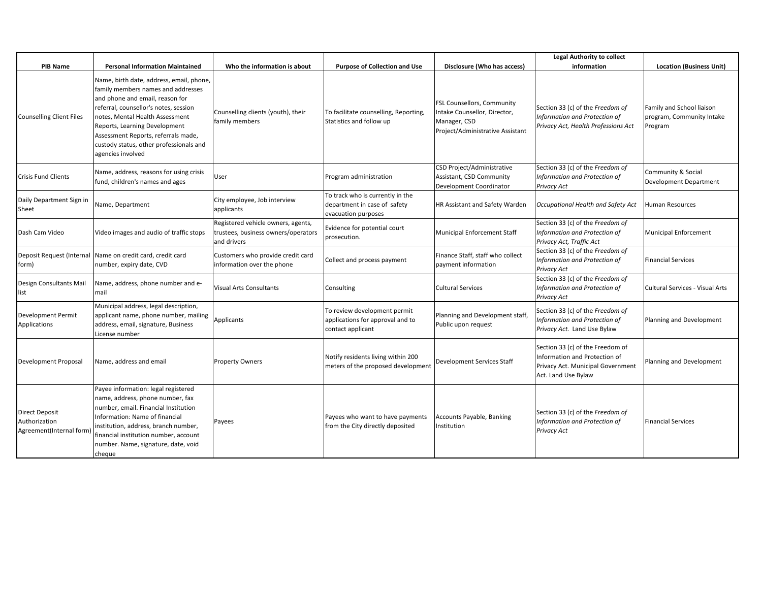| PIB Name | Personal Information Maintained | Who the information is about | Purpose of Collection and Use | Disclosure (Who has access) | Legal Authority to collect information | Location (Business Unit) |
|---|---|---|---|---|---|---|
| Counselling Client Files | Name, birth date, address, email, phone, family members names and addresses and phone and email, reason for referral, counsellor's notes, session notes, Mental Health Assessment Reports, Learning Development Assessment Reports, referrals made, custody status, other professionals and agencies involved | Counselling clients (youth), their family members | To facilitate counselling, Reporting, Statistics and follow up | FSL Counsellors, Community Intake Counsellor, Director, Manager, CSD Project/Administrative Assistant | Section 33 (c) of the *Freedom of Information and Protection of Privacy Act, Health Professions Act* | Family and School liaison program, Community Intake Program |
| Crisis Fund Clients | Name, address, reasons for using crisis fund, children's names and ages | User | Program administration | CSD Project/Administrative Assistant, CSD Community Development Coordinator | Section 33 (c) of the *Freedom of Information and Protection of Privacy Act* | Community & Social Development Department |
| Daily Department Sign in Sheet | Name, Department | City employee, Job interview applicants | To track who is currently in the department in case of safety evacuation purposes | HR Assistant and Safety Warden | *Occupational Health and Safety Act* | Human Resources |
| Dash Cam Video | Video images and audio of traffic stops | Registered vehicle owners, agents, trustees, business owners/operators and drivers | Evidence for potential court prosecution. | Municipal Enforcement Staff | Section 33 (c) of the *Freedom of Information and Protection of Privacy Act, Traffic Act* | Municipal Enforcement |
| Deposit Request (Internal form) | Name on credit card, credit card number, expiry date, CVD | Customers who provide credit card information over the phone | Collect and process payment | Finance Staff, staff who collect payment information | Section 33 (c) of the *Freedom of Information and Protection of Privacy Act* | Financial Services |
| Design Consultants Mail list | Name, address, phone number and e-mail | Visual Arts Consultants | Consulting | Cultural Services | Section 33 (c) of the *Freedom of Information and Protection of Privacy Act* | Cultural Services - Visual Arts |
| Development Permit Applications | Municipal address, legal description, applicant name, phone number, mailing address, email, signature, Business License number | Applicants | To review development permit applications for approval and to contact applicant | Planning and Development staff, Public upon request | Section 33 (c) of the *Freedom of Information and Protection of Privacy Act.* Land Use Bylaw | Planning and Development |
| Development Proposal | Name, address and email | Property Owners | Notify residents living within 200 meters of the proposed development | Development Services Staff | Section 33 (c) of the Freedom of Information and Protection of Privacy Act. Municipal Government Act. Land Use Bylaw | Planning and Development |
| Direct Deposit Authorization Agreement(Internal form) | Payee information: legal registered name, address, phone number, fax number, email. Financial Institution Information: Name of financial institution, address, branch number, financial institution number, account number. Name, signature, date, void cheque | Payees | Payees who want to have payments from the City directly deposited | Accounts Payable, Banking Institution | Section 33 (c) of the *Freedom of Information and Protection of Privacy Act* | Financial Services |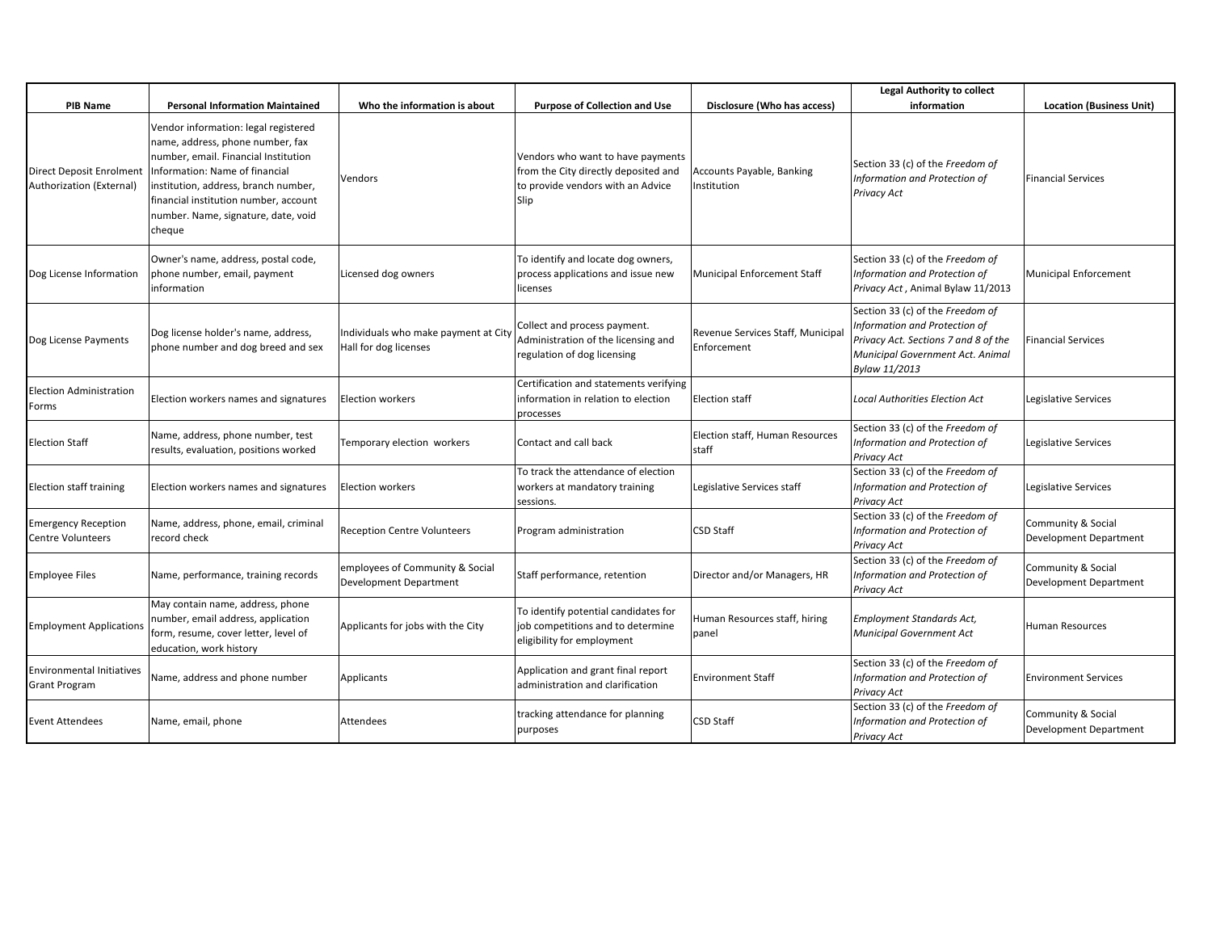| PIB Name | Personal Information Maintained | Who the information is about | Purpose of Collection and Use | Disclosure (Who has access) | Legal Authority to collect information | Location (Business Unit) |
|---|---|---|---|---|---|---|
| Direct Deposit Enrolment Authorization (External) | Vendor information: legal registered name, address, phone number, fax number, email. Financial Institution Information: Name of financial institution, address, branch number, financial institution number, account number. Name, signature, date, void cheque | Vendors | Vendors who want to have payments from the City directly deposited and to provide vendors with an Advice Slip | Accounts Payable, Banking Institution | Section 33 (c) of the *Freedom of Information and Protection of Privacy Act* | Financial Services |
| Dog License Information | Owner's name, address, postal code, phone number, email, payment information | Licensed dog owners | To identify and locate dog owners, process applications and issue new licenses | Municipal Enforcement Staff | Section 33 (c) of the *Freedom of Information and Protection of Privacy Act* , Animal Bylaw 11/2013 | Municipal Enforcement |
| Dog License Payments | Dog license holder's name, address, phone number and dog breed and sex | Individuals who make payment at City Hall for dog licenses | Collect and process payment. Administration of the licensing and regulation of dog licensing | Revenue Services Staff, Municipal Enforcement | Section 33 (c) of the *Freedom of Information and Protection of Privacy Act. Sections 7 and 8 of the Municipal Government Act. Animal Bylaw 11/2013* | Financial Services |
| Election Administration Forms | Election workers names and signatures | Election workers | Certification and statements verifying information in relation to election processes | Election staff | *Local Authorities Election Act* | Legislative Services |
| Election Staff | Name, address, phone number, test results, evaluation, positions worked | Temporary election workers | Contact and call back | Election staff, Human Resources staff | Section 33 (c) of the *Freedom of Information and Protection of Privacy Act* | Legislative Services |
| Election staff training | Election workers names and signatures | Election workers | To track the attendance of election workers at mandatory training sessions. | Legislative Services staff | Section 33 (c) of the *Freedom of Information and Protection of Privacy Act* | Legislative Services |
| Emergency Reception Centre Volunteers | Name, address, phone, email, criminal record check | Reception Centre Volunteers | Program administration | CSD Staff | Section 33 (c) of the *Freedom of Information and Protection of Privacy Act* | Community & Social Development Department |
| Employee Files | Name, performance, training records | employees of Community & Social Development Department | Staff performance, retention | Director and/or Managers, HR | Section 33 (c) of the *Freedom of Information and Protection of Privacy Act* | Community & Social Development Department |
| Employment Applications | May contain name, address, phone number, email address, application form, resume, cover letter, level of education, work history | Applicants for jobs with the City | To identify potential candidates for job competitions and to determine eligibility for employment | Human Resources staff, hiring panel | *Employment Standards Act, Municipal Government Act* | Human Resources |
| Environmental Initiatives Grant Program | Name, address and phone number | Applicants | Application and grant final report administration and clarification | Environment Staff | Section 33 (c) of the *Freedom of Information and Protection of Privacy Act* | Environment Services |
| Event Attendees | Name, email, phone | Attendees | tracking attendance for planning purposes | CSD Staff | Section 33 (c) of the *Freedom of Information and Protection of Privacy Act* | Community & Social Development Department |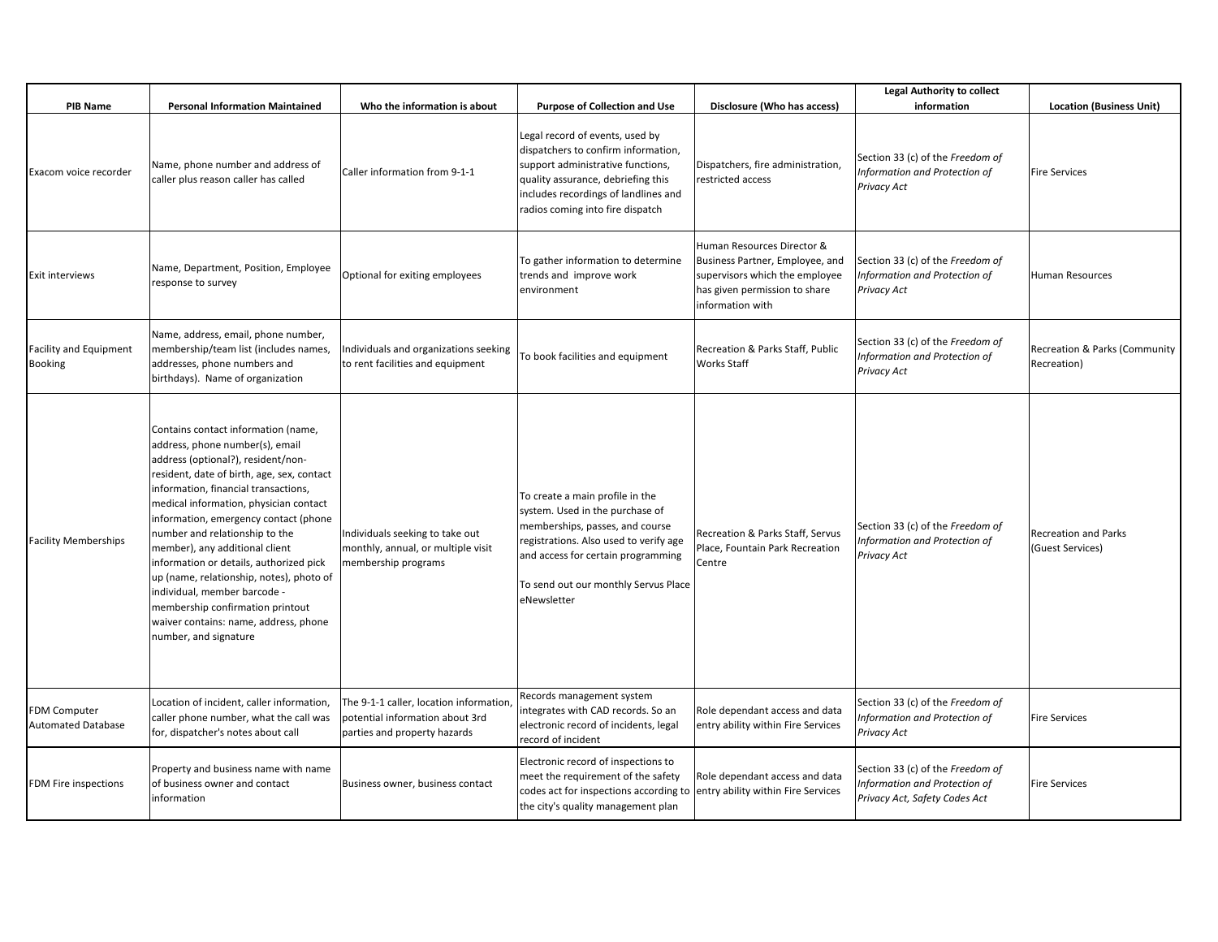| PIB Name | Personal Information Maintained | Who the information is about | Purpose of Collection and Use | Disclosure (Who has access) | Legal Authority to collect information | Location (Business Unit) |
|---|---|---|---|---|---|---|
| Exacom voice recorder | Name, phone number and address of caller plus reason caller has called | Caller information from 9-1-1 | Legal record of events, used by dispatchers to confirm information, support administrative functions, quality assurance, debriefing this includes recordings of landlines and radios coming into fire dispatch | Dispatchers, fire administration, restricted access | Section 33 (c) of the *Freedom of Information and Protection of Privacy Act* | Fire Services |
| Exit interviews | Name, Department, Position, Employee response to survey | Optional for exiting employees | To gather information to determine trends and improve work environment | Human Resources Director & Business Partner, Employee, and supervisors which the employee has given permission to share information with | Section 33 (c) of the *Freedom of Information and Protection of Privacy Act* | Human Resources |
| Facility and Equipment Booking | Name, address, email, phone number, membership/team list (includes names, addresses, phone numbers and birthdays). Name of organization | Individuals and organizations seeking to rent facilities and equipment | To book facilities and equipment | Recreation & Parks Staff, Public Works Staff | Section 33 (c) of the *Freedom of Information and Protection of Privacy Act* | Recreation & Parks (Community Recreation) |
| Facility Memberships | Contains contact information (name, address, phone number(s), email address (optional?), resident/non-resident, date of birth, age, sex, contact information, financial transactions, medical information, physician contact information, emergency contact (phone number and relationship to the member), any additional client information or details, authorized pick up (name, relationship, notes), photo of individual, member barcode - membership confirmation printout waiver contains: name, address, phone number, and signature | Individuals seeking to take out monthly, annual, or multiple visit membership programs | To create a main profile in the system. Used in the purchase of memberships, passes, and course registrations. Also used to verify age and access for certain programming<br><br>To send out our monthly Servus Place eNewsletter | Recreation & Parks Staff, Servus Place, Fountain Park Recreation Centre | Section 33 (c) of the *Freedom of Information and Protection of Privacy Act* | Recreation and Parks (Guest Services) |
| FDM Computer Automated Database | Location of incident, caller information, caller phone number, what the call was for, dispatcher's notes about call | The 9-1-1 caller, location information, potential information about 3rd parties and property hazards | Records management system integrates with CAD records. So an electronic record of incidents, legal record of incident | Role dependant access and data entry ability within Fire Services | Section 33 (c) of the *Freedom of Information and Protection of Privacy Act* | Fire Services |
| FDM Fire inspections | Property and business name with name of business owner and contact information | Business owner, business contact | Electronic record of inspections to meet the requirement of the safety codes act for inspections according to the city's quality management plan | Role dependant access and data entry ability within Fire Services | Section 33 (c) of the *Freedom of Information and Protection of Privacy Act, Safety Codes Act* | Fire Services |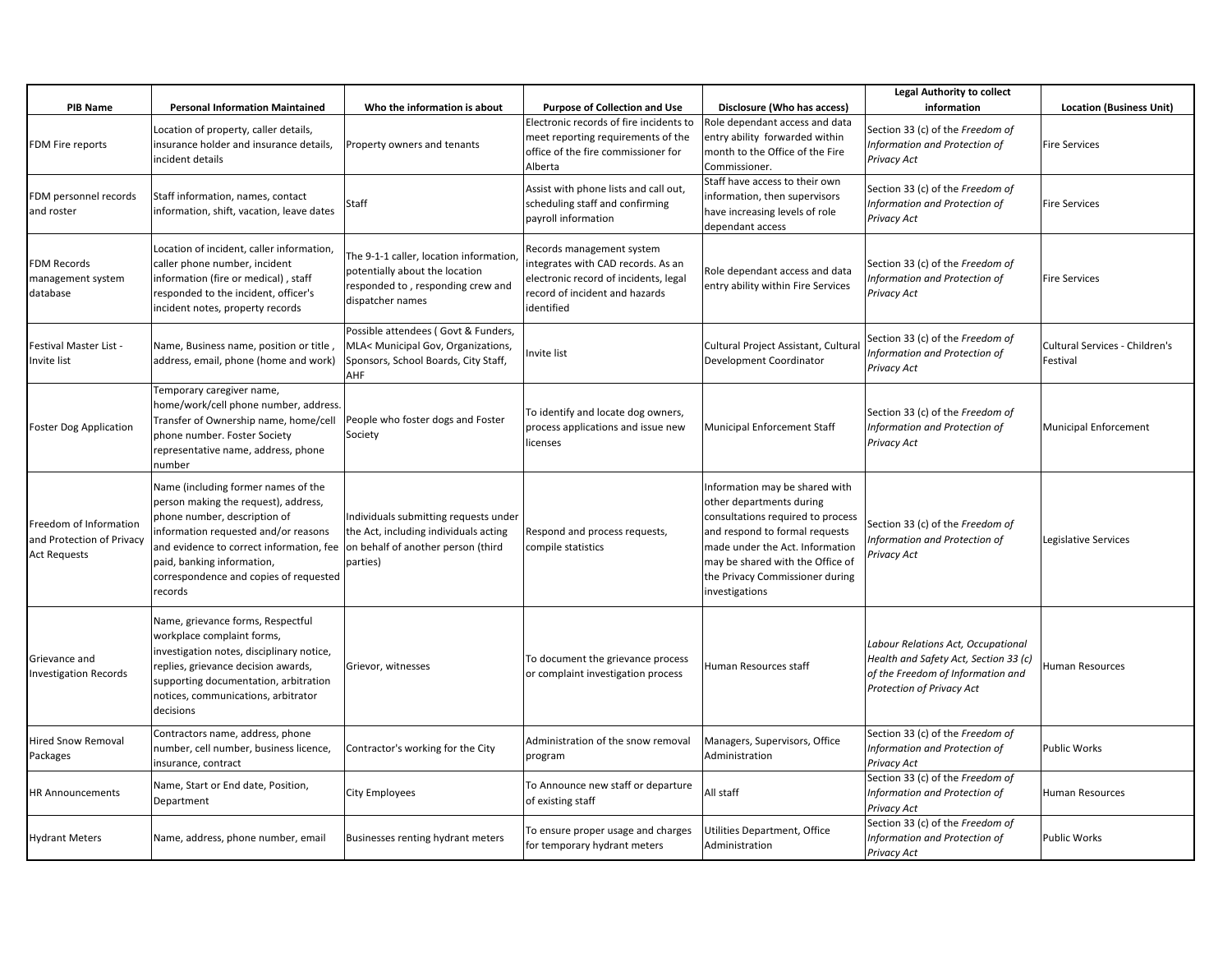| PIB Name | Personal Information Maintained | Who the information is about | Purpose of Collection and Use | Disclosure (Who has access) | Legal Authority to collect information | Location (Business Unit) |
|---|---|---|---|---|---|---|
| FDM Fire reports | Location of property, caller details, insurance holder and insurance details, incident details | Property owners and tenants | Electronic records of fire incidents to meet reporting requirements of the office of the fire commissioner for Alberta | Role dependant access and data entry ability forwarded within month to the Office of the Fire Commissioner. | Section 33 (c) of the *Freedom of Information and Protection of Privacy Act* | Fire Services |
| FDM personnel records and roster | Staff information, names, contact information, shift, vacation, leave dates | Staff | Assist with phone lists and call out, scheduling staff and confirming payroll information | Staff have access to their own information, then supervisors have increasing levels of role dependant access | Section 33 (c) of the *Freedom of Information and Protection of Privacy Act* | Fire Services |
| FDM Records management system database | Location of incident, caller information, caller phone number, incident information (fire or medical) , staff responded to the incident, officer's incident notes, property records | The 9-1-1 caller, location information, potentially about the location responded to , responding crew and dispatcher names | Records management system integrates with CAD records. As an electronic record of incidents, legal record of incident and hazards identified | Role dependant access and data entry ability within Fire Services | Section 33 (c) of the *Freedom of Information and Protection of Privacy Act* | Fire Services |
| Festival Master List - Invite list | Name, Business name, position or title , address, email, phone (home and work) | Possible attendees ( Govt & Funders, MLA< Municipal Gov, Organizations, Sponsors, School Boards, City Staff, AHF | Invite list | Cultural Project Assistant, Cultural Development Coordinator | Section 33 (c) of the *Freedom of Information and Protection of Privacy Act* | Cultural Services - Children's Festival |
| Foster Dog Application | Temporary caregiver name, home/work/cell phone number, address. Transfer of Ownership name, home/cell phone number. Foster Society representative name, address, phone number | People who foster dogs and Foster Society | To identify and locate dog owners, process applications and issue new licenses | Municipal Enforcement Staff | Section 33 (c) of the *Freedom of Information and Protection of Privacy Act* | Municipal Enforcement |
| Freedom of Information and Protection of Privacy Act Requests | Name (including former names of the person making the request), address, phone number, description of information requested and/or reasons and evidence to correct information, fee paid, banking information, correspondence and copies of requested records | Individuals submitting requests under the Act, including individuals acting on behalf of another person (third parties) | Respond and process requests, compile statistics | Information may be shared with other departments during consultations required to process and respond to formal requests made under the Act. Information may be shared with the Office of the Privacy Commissioner during investigations | Section 33 (c) of the *Freedom of Information and Protection of Privacy Act* | Legislative Services |
| Grievance and Investigation Records | Name, grievance forms, Respectful workplace complaint forms, investigation notes, disciplinary notice, replies, grievance decision awards, supporting documentation, arbitration notices, communications, arbitrator decisions | Grievor, witnesses | To document the grievance process or complaint investigation process | Human Resources staff | *Labour Relations Act, Occupational Health and Safety Act, Section 33 (c) of the Freedom of Information and Protection of Privacy Act* | Human Resources |
| Hired Snow Removal Packages | Contractors name, address, phone number, cell number, business licence, insurance, contract | Contractor's working for the City | Administration of the snow removal program | Managers, Supervisors, Office Administration | Section 33 (c) of the *Freedom of Information and Protection of Privacy Act* | Public Works |
| HR Announcements | Name, Start or End date, Position, Department | City Employees | To Announce new staff or departure of existing staff | All staff | Section 33 (c) of the *Freedom of Information and Protection of Privacy Act* | Human Resources |
| Hydrant Meters | Name, address, phone number, email | Businesses renting hydrant meters | To ensure proper usage and charges for temporary hydrant meters | Utilities Department, Office Administration | Section 33 (c) of the *Freedom of Information and Protection of Privacy Act* | Public Works |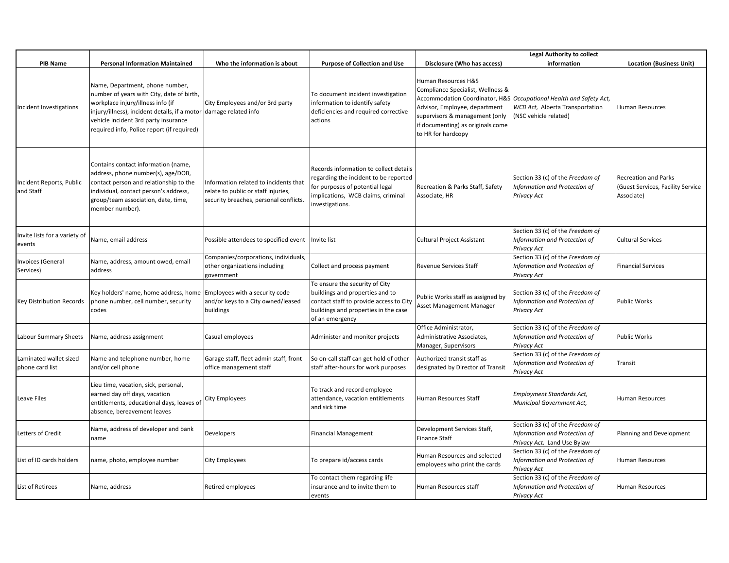| PIB Name | Personal Information Maintained | Who the information is about | Purpose of Collection and Use | Disclosure (Who has access) | Legal Authority to collect information | Location (Business Unit) |
|---|---|---|---|---|---|---|
| Incident Investigations | Name, Department, phone number, number of years with City, date of birth, workplace injury/illness info (if injury/illness), incident details, if a motor vehicle incident 3rd party insurance required info, Police report (if required) | City Employees and/or 3rd party damage related info | To document incident investigation information to identify safety deficiencies and required corrective actions | Human Resources H&S Compliance Specialist, Wellness & Accommodation Coordinator, H&S Advisor, Employee, department supervisors & management (only if documenting) as originals come to HR for hardcopy | *Occupational Health and Safety Act, WCB Act,* Alberta Transportation (NSC vehicle related) | Human Resources |
| Incident Reports, Public and Staff | Contains contact information (name, address, phone number(s), age/DOB, contact person and relationship to the individual, contact person's address, group/team association, date, time, member number). | Information related to incidents that relate to public or staff injuries, security breaches, personal conflicts. | Records information to collect details regarding the incident to be reported for purposes of potential legal implications, WCB claims, criminal investigations. | Recreation & Parks Staff, Safety Associate, HR | Section 33 (c) of the *Freedom of Information and Protection of Privacy Act* | Recreation and Parks (Guest Services, Facility Service Associate) |
| Invite lists for a variety of events | Name, email address | Possible attendees to specified event | Invite list | Cultural Project Assistant | Section 33 (c) of the *Freedom of Information and Protection of Privacy Act* | Cultural Services |
| Invoices (General Services) | Name, address, amount owed, email address | Companies/corporations, individuals, other organizations including government | Collect and process payment | Revenue Services Staff | Section 33 (c) of the *Freedom of Information and Protection of Privacy Act* | Financial Services |
| Key Distribution Records | Key holders' name, home address, home phone number, cell number, security codes | Employees with a security code and/or keys to a City owned/leased buildings | To ensure the security of City buildings and properties and to contact staff to provide access to City buildings and properties in the case of an emergency | Public Works staff as assigned by Asset Management Manager | Section 33 (c) of the *Freedom of Information and Protection of Privacy Act* | Public Works |
| Labour Summary Sheets | Name, address assignment | Casual employees | Administer and monitor projects | Office Administrator, Administrative Associates, Manager, Supervisors | Section 33 (c) of the *Freedom of Information and Protection of Privacy Act* | Public Works |
| Laminated wallet sized phone card list | Name and telephone number, home and/or cell phone | Garage staff, fleet admin staff, front office management staff | So on-call staff can get hold of other staff after-hours for work purposes | Authorized transit staff as designated by Director of Transit | Section 33 (c) of the *Freedom of Information and Protection of Privacy Act* | Transit |
| Leave Files | Lieu time, vacation, sick, personal, earned day off days, vacation entitlements, educational days, leaves of absence, bereavement leaves | City Employees | To track and record employee attendance, vacation entitlements and sick time | Human Resources Staff | *Employment Standards Act, Municipal Government Act,* | Human Resources |
| Letters of Credit | Name, address of developer and bank name | Developers | Financial Management | Development Services Staff, Finance Staff | Section 33 (c) of the *Freedom of Information and Protection of Privacy Act.* Land Use Bylaw | Planning and Development |
| List of ID cards holders | name, photo, employee number | City Employees | To prepare id/access cards | Human Resources and selected employees who print the cards | Section 33 (c) of the *Freedom of Information and Protection of Privacy Act* | Human Resources |
| List of Retirees | Name, address | Retired employees | To contact them regarding life insurance and to invite them to events | Human Resources staff | Section 33 (c) of the *Freedom of Information and Protection of Privacy Act* | Human Resources |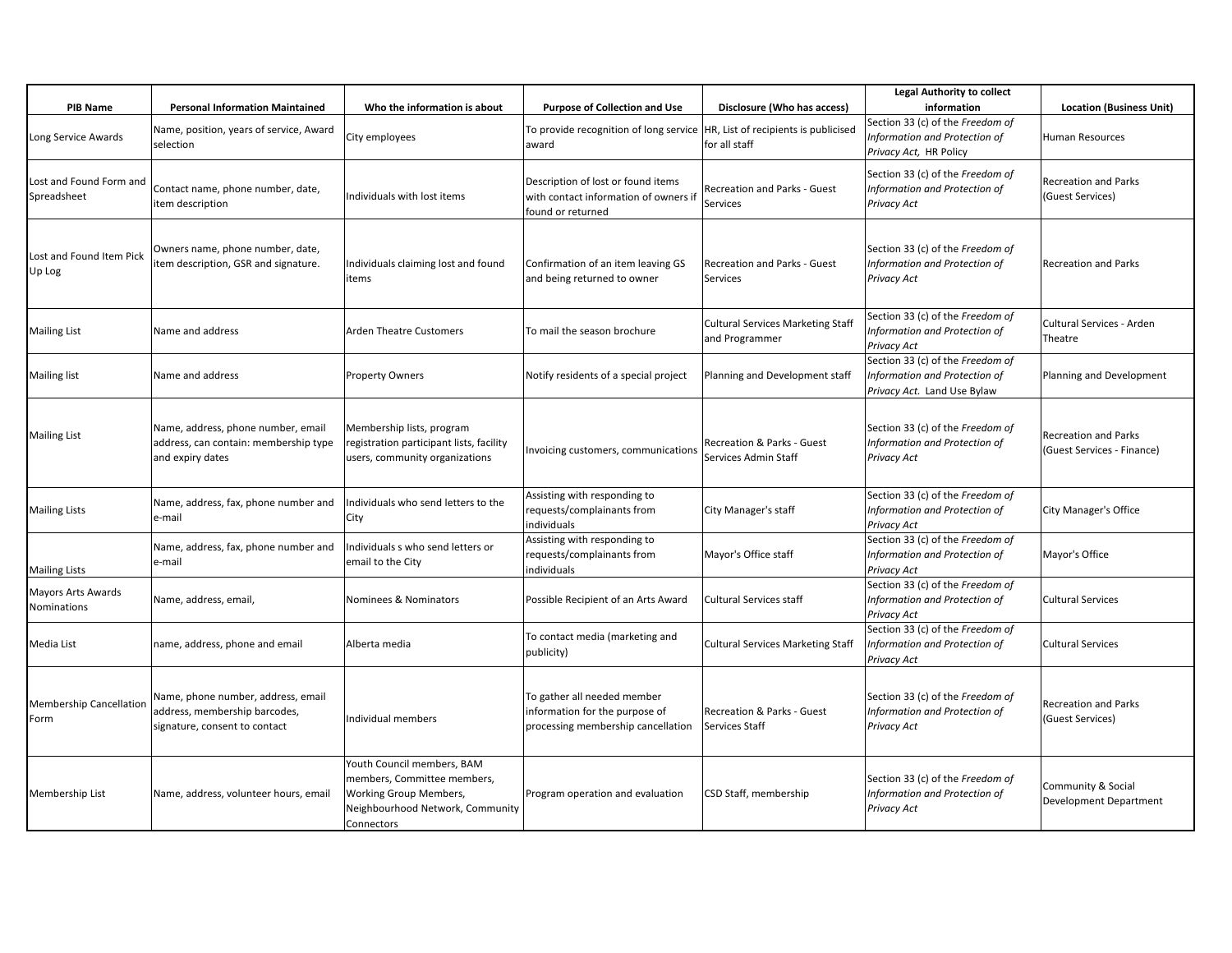| PIB Name | Personal Information Maintained | Who the information is about | Purpose of Collection and Use | Disclosure (Who has access) | Legal Authority to collect information | Location (Business Unit) |
| --- | --- | --- | --- | --- | --- | --- |
| Long Service Awards | Name, position, years of service, Award selection | City employees | To provide recognition of long service award | HR, List of recipients is publicised for all staff | Section 33 (c) of the *Freedom of Information and Protection of Privacy Act*, HR Policy | Human Resources |
| Lost and Found Form and Spreadsheet | Contact name, phone number, date, item description | Individuals with lost items | Description of lost or found items with contact information of owners if found or returned | Recreation and Parks - Guest Services | Section 33 (c) of the *Freedom of Information and Protection of Privacy Act* | Recreation and Parks (Guest Services) |
| Lost and Found Item Pick Up Log | Owners name, phone number, date, item description, GSR and signature. | Individuals claiming lost and found items | Confirmation of an item leaving GS and being returned to owner | Recreation and Parks - Guest Services | Section 33 (c) of the *Freedom of Information and Protection of Privacy Act* | Recreation and Parks |
| Mailing List | Name and address | Arden Theatre Customers | To mail the season brochure | Cultural Services Marketing Staff and Programmer | Section 33 (c) of the *Freedom of Information and Protection of Privacy Act* | Cultural Services - Arden Theatre |
| Mailing list | Name and address | Property Owners | Notify residents of a special project | Planning and Development staff | Section 33 (c) of the *Freedom of Information and Protection of Privacy Act.* Land Use Bylaw | Planning and Development |
| Mailing List | Name, address, phone number, email address, can contain: membership type and expiry dates | Membership lists, program registration participant lists, facility users, community organizations | Invoicing customers, communications | Recreation & Parks - Guest Services Admin Staff | Section 33 (c) of the *Freedom of Information and Protection of Privacy Act* | Recreation and Parks (Guest Services - Finance) |
| Mailing Lists | Name, address, fax, phone number and e-mail | Individuals who send letters to the City | Assisting with responding to requests/complainants from individuals | City Manager's staff | Section 33 (c) of the *Freedom of Information and Protection of Privacy Act* | City Manager's Office |
| Mailing Lists | Name, address, fax, phone number and e-mail | Individuals s who send letters or email to the City | Assisting with responding to requests/complainants from individuals | Mayor's Office staff | Section 33 (c) of the *Freedom of Information and Protection of Privacy Act* | Mayor's Office |
| Mayors Arts Awards Nominations | Name, address, email, | Nominees & Nominators | Possible Recipient of an Arts Award | Cultural Services staff | Section 33 (c) of the *Freedom of Information and Protection of Privacy Act* | Cultural Services |
| Media List | name, address, phone and email | Alberta media | To contact media (marketing and publicity) | Cultural Services Marketing Staff | Section 33 (c) of the *Freedom of Information and Protection of Privacy Act* | Cultural Services |
| Membership Cancellation Form | Name, phone number, address, email address, membership barcodes, signature, consent to contact | Individual members | To gather all needed member information for the purpose of processing membership cancellation | Recreation & Parks - Guest Services Staff | Section 33 (c) of the *Freedom of Information and Protection of Privacy Act* | Recreation and Parks (Guest Services) |
| Membership List | Name, address, volunteer hours, email | Youth Council members, BAM members, Committee members, Working Group Members, Neighbourhood Network, Community Connectors | Program operation and evaluation | CSD Staff, membership | Section 33 (c) of the *Freedom of Information and Protection of Privacy Act* | Community & Social Development Department |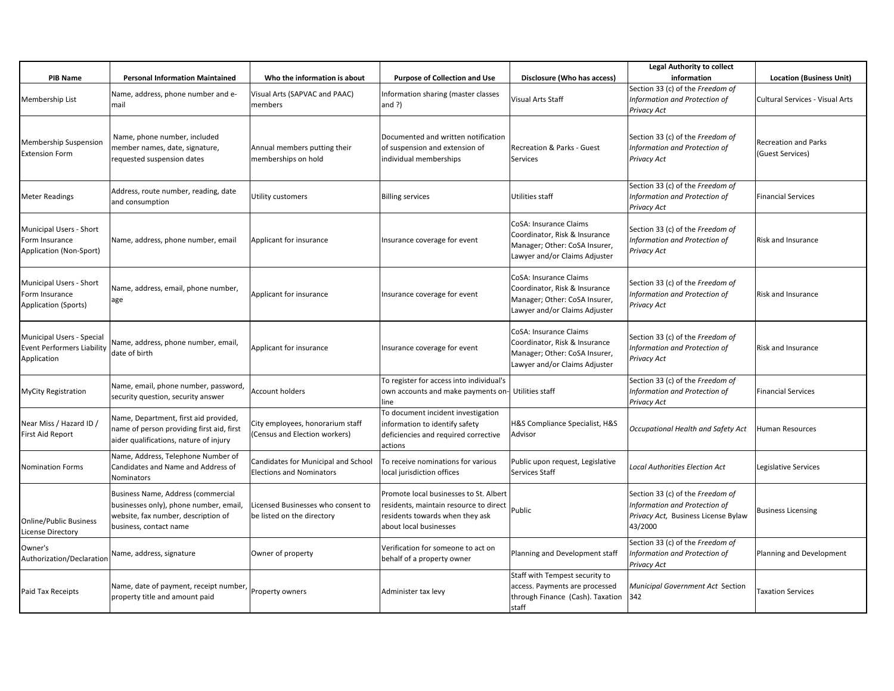| PIB Name | Personal Information Maintained | Who the information is about | Purpose of Collection and Use | Disclosure (Who has access) | Legal Authority to collect information | Location (Business Unit) |
|---|---|---|---|---|---|---|
| Membership List | Name, address, phone number and e-mail | Visual Arts (SAPVAC and PAAC) members | Information sharing (master classes and ?) | Visual Arts Staff | Section 33 (c) of the *Freedom of Information and Protection of Privacy Act* | Cultural Services - Visual Arts |
| Membership Suspension Extension Form | Name, phone number, included member names, date, signature, requested suspension dates | Annual members putting their memberships on hold | Documented and written notification of suspension and extension of individual memberships | Recreation & Parks - Guest Services | Section 33 (c) of the *Freedom of Information and Protection of Privacy Act* | Recreation and Parks (Guest Services) |
| Meter Readings | Address, route number, reading, date and consumption | Utility customers | Billing services | Utilities staff | Section 33 (c) of the *Freedom of Information and Protection of Privacy Act* | Financial Services |
| Municipal Users - Short Form Insurance Application (Non-Sport) | Name, address, phone number, email | Applicant for insurance | Insurance coverage for event | CoSA: Insurance Claims Coordinator, Risk & Insurance Manager; Other: CoSA Insurer, Lawyer and/or Claims Adjuster | Section 33 (c) of the *Freedom of Information and Protection of Privacy Act* | Risk and Insurance |
| Municipal Users - Short Form Insurance Application (Sports) | Name, address, email, phone number, age | Applicant for insurance | Insurance coverage for event | CoSA: Insurance Claims Coordinator, Risk & Insurance Manager; Other: CoSA Insurer, Lawyer and/or Claims Adjuster | Section 33 (c) of the *Freedom of Information and Protection of Privacy Act* | Risk and Insurance |
| Municipal Users - Special Event Performers Liability Application | Name, address, phone number, email, date of birth | Applicant for insurance | Insurance coverage for event | CoSA: Insurance Claims Coordinator, Risk & Insurance Manager; Other: CoSA Insurer, Lawyer and/or Claims Adjuster | Section 33 (c) of the *Freedom of Information and Protection of Privacy Act* | Risk and Insurance |
| MyCity Registration | Name, email, phone number, password, security question, security answer | Account holders | To register for access into individual's own accounts and make payments on-line | Utilities staff | Section 33 (c) of the *Freedom of Information and Protection of Privacy Act* | Financial Services |
| Near Miss / Hazard ID / First Aid Report | Name, Department, first aid provided, name of person providing first aid, first aider qualifications, nature of injury | City employees, honorarium staff (Census and Election workers) | To document incident investigation information to identify safety deficiencies and required corrective actions | H&S Compliance Specialist, H&S Advisor | *Occupational Health and Safety Act* | Human Resources |
| Nomination Forms | Name, Address, Telephone Number of Candidates and Name and Address of Nominators | Candidates for Municipal and School Elections and Nominators | To receive nominations for various local jurisdiction offices | Public upon request, Legislative Services Staff | *Local Authorities Election Act* | Legislative Services |
| Online/Public Business License Directory | Business Name, Address (commercial businesses only), phone number, email, website, fax number, description of business, contact name | Licensed Businesses who consent to be listed on the directory | Promote local businesses to St. Albert residents, maintain resource to direct residents towards when they ask about local businesses | Public | Section 33 (c) of the *Freedom of Information and Protection of Privacy Act,* Business License Bylaw 43/2000 | Business Licensing |
| Owner's Authorization/Declaration | Name, address, signature | Owner of property | Verification for someone to act on behalf of a property owner | Planning and Development staff | Section 33 (c) of the *Freedom of Information and Protection of Privacy Act* | Planning and Development |
| Paid Tax Receipts | Name, date of payment, receipt number, property title and amount paid | Property owners | Administer tax levy | Staff with Tempest security to access. Payments are processed through Finance (Cash). Taxation staff | *Municipal Government Act* Section 342 | Taxation Services |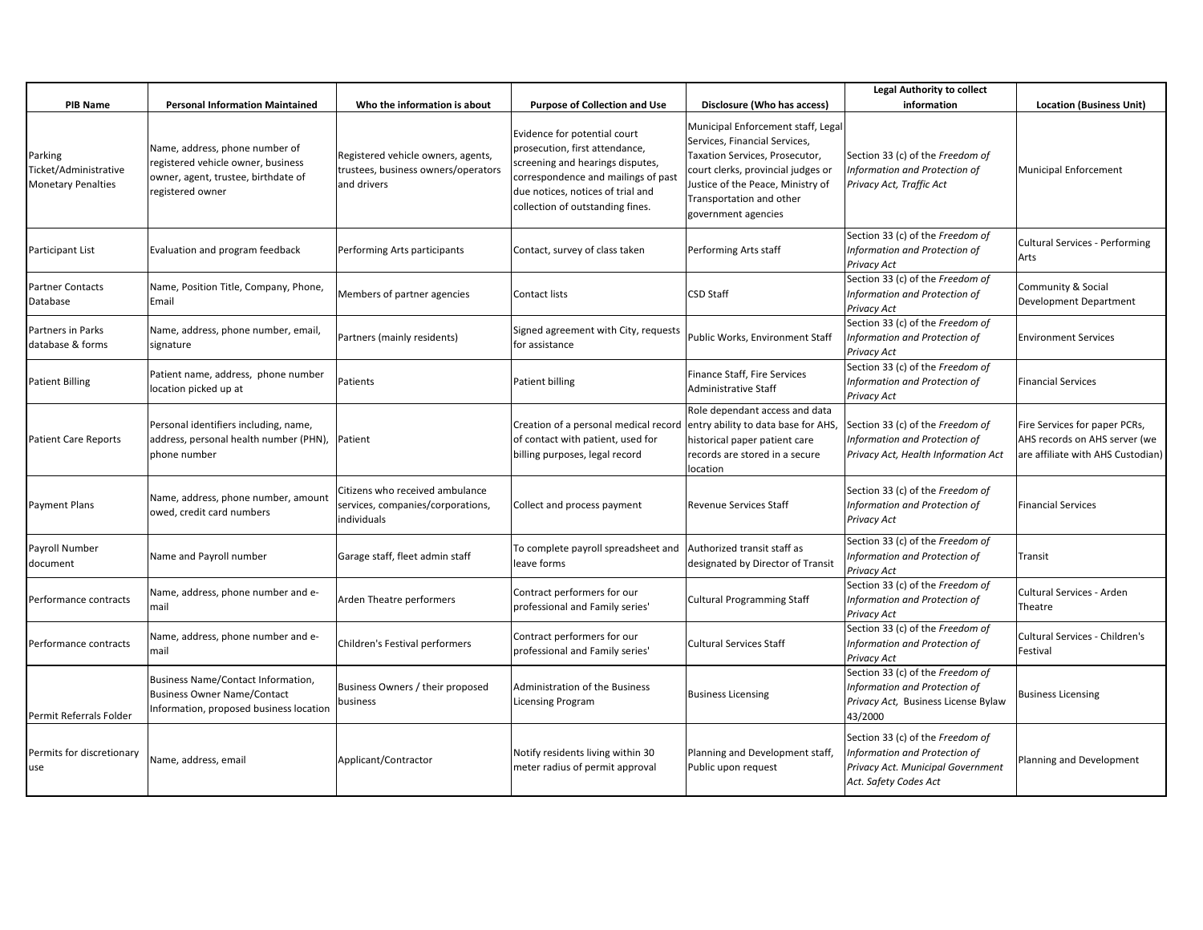| PIB Name | Personal Information Maintained | Who the information is about | Purpose of Collection and Use | Disclosure (Who has access) | Legal Authority to collect information | Location (Business Unit) |
|---|---|---|---|---|---|---|
| Parking Ticket/Administrative Monetary Penalties | Name, address, phone number of registered vehicle owner, business owner, agent, trustee, birthdate of registered owner | Registered vehicle owners, agents, trustees, business owners/operators and drivers | Evidence for potential court prosecution, first attendance, screening and hearings disputes, correspondence and mailings of past due notices, notices of trial and collection of outstanding fines. | Municipal Enforcement staff, Legal Services, Financial Services, Taxation Services, Prosecutor, court clerks, provincial judges or Justice of the Peace, Ministry of Transportation and other government agencies | Section 33 (c) of the *Freedom of Information and Protection of Privacy Act, Traffic Act* | Municipal Enforcement |
| Participant List | Evaluation and program feedback | Performing Arts participants | Contact, survey of class taken | Performing Arts staff | Section 33 (c) of the *Freedom of Information and Protection of Privacy Act* | Cultural Services - Performing Arts |
| Partner Contacts Database | Name, Position Title, Company, Phone, Email | Members of partner agencies | Contact lists | CSD Staff | Section 33 (c) of the *Freedom of Information and Protection of Privacy Act* | Community & Social Development Department |
| Partners in Parks database & forms | Name, address, phone number, email, signature | Partners (mainly residents) | Signed agreement with City, requests for assistance | Public Works, Environment Staff | Section 33 (c) of the *Freedom of Information and Protection of Privacy Act* | Environment Services |
| Patient Billing | Patient name, address, phone number location picked up at | Patients | Patient billing | Finance Staff, Fire Services Administrative Staff | Section 33 (c) of the *Freedom of Information and Protection of Privacy Act* | Financial Services |
| Patient Care Reports | Personal identifiers including, name, address, personal health number (PHN), phone number | Patient | Creation of a personal medical record of contact with patient, used for billing purposes, legal record | Role dependant access and data entry ability to data base for AHS, historical paper patient care records are stored in a secure location | Section 33 (c) of the *Freedom of Information and Protection of Privacy Act, Health Information Act* | Fire Services for paper PCRs, AHS records on AHS server (we are affiliate with AHS Custodian) |
| Payment Plans | Name, address, phone number, amount owed, credit card numbers | Citizens who received ambulance services, companies/corporations, individuals | Collect and process payment | Revenue Services Staff | Section 33 (c) of the *Freedom of Information and Protection of Privacy Act* | Financial Services |
| Payroll Number document | Name and Payroll number | Garage staff, fleet admin staff | To complete payroll spreadsheet and leave forms | Authorized transit staff as designated by Director of Transit | Section 33 (c) of the *Freedom of Information and Protection of Privacy Act* | Transit |
| Performance contracts | Name, address, phone number and e-mail | Arden Theatre performers | Contract performers for our professional and Family series' | Cultural Programming Staff | Section 33 (c) of the *Freedom of Information and Protection of Privacy Act* | Cultural Services - Arden Theatre |
| Performance contracts | Name, address, phone number and e-mail | Children's Festival performers | Contract performers for our professional and Family series' | Cultural Services Staff | Section 33 (c) of the *Freedom of Information and Protection of Privacy Act* | Cultural Services - Children's Festival |
| Permit Referrals Folder | Business Name/Contact Information, Business Owner Name/Contact Information, proposed business location | Business Owners / their proposed business | Administration of the Business Licensing Program | Business Licensing | Section 33 (c) of the *Freedom of Information and Protection of Privacy Act*, Business License Bylaw 43/2000 | Business Licensing |
| Permits for discretionary use | Name, address, email | Applicant/Contractor | Notify residents living within 30 meter radius of permit approval | Planning and Development staff, Public upon request | Section 33 (c) of the *Freedom of Information and Protection of Privacy Act. Municipal Government Act. Safety Codes Act* | Planning and Development |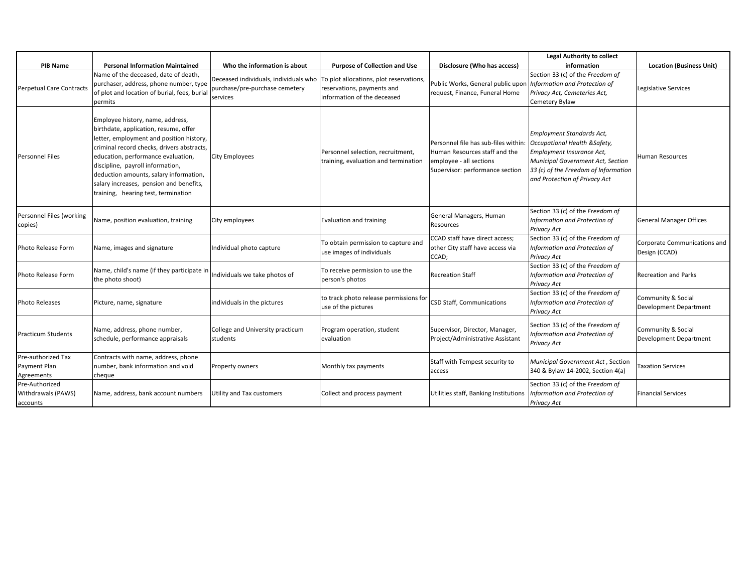| PIB Name | Personal Information Maintained | Who the information is about | Purpose of Collection and Use | Disclosure (Who has access) | Legal Authority to collect information | Location (Business Unit) |
|---|---|---|---|---|---|---|
| Perpetual Care Contracts | Name of the deceased, date of death, purchaser, address, phone number, type of plot and location of burial, fees, burial permits | Deceased individuals, individuals who purchase/pre-purchase cemetery services | To plot allocations, plot reservations, reservations, payments and information of the deceased | Public Works, General public upon request, Finance, Funeral Home | Section 33 (c) of the *Freedom of Information and Protection of Privacy Act, Cemeteries Act,* Cemetery Bylaw | Legislative Services |
| Personnel Files | Employee history, name, address, birthdate, application, resume, offer letter, employment and position history, criminal record checks, drivers abstracts, education, performance evaluation, discipline, payroll information, deduction amounts, salary information, salary increases, pension and benefits, training, hearing test, termination | City Employees | Personnel selection, recruitment, training, evaluation and termination | Personnel file has sub-files within: Human Resources staff and the employee - all sections Supervisor: performance section | *Employment Standards Act, Occupational Health &Safety, Employment Insurance Act, Municipal Government Act, Section 33 (c) of the Freedom of Information and Protection of Privacy Act* | Human Resources |
| Personnel Files (working copies) | Name, position evaluation, training | City employees | Evaluation and training | General Managers, Human Resources | Section 33 (c) of the *Freedom of Information and Protection of Privacy Act* | General Manager Offices |
| Photo Release Form | Name, images and signature | Individual photo capture | To obtain permission to capture and use images of individuals | CCAD staff have direct access; other City staff have access via CCAD; | Section 33 (c) of the *Freedom of Information and Protection of Privacy Act* | Corporate Communications and Design (CCAD) |
| Photo Release Form | Name, child's name (if they participate in the photo shoot) | Individuals we take photos of | To receive permission to use the person's photos | Recreation Staff | Section 33 (c) of the *Freedom of Information and Protection of Privacy Act* | Recreation and Parks |
| Photo Releases | Picture, name, signature | individuals in the pictures | to track photo release permissions for use of the pictures | CSD Staff, Communications | Section 33 (c) of the *Freedom of Information and Protection of Privacy Act* | Community & Social Development Department |
| Practicum Students | Name, address, phone number, schedule, performance appraisals | College and University practicum students | Program operation, student evaluation | Supervisor, Director, Manager, Project/Administrative Assistant | Section 33 (c) of the *Freedom of Information and Protection of Privacy Act* | Community & Social Development Department |
| Pre-authorized Tax Payment Plan Agreements | Contracts with name, address, phone number, bank information and void cheque | Property owners | Monthly tax payments | Staff with Tempest security to access | *Municipal Government Act* , Section 340 & Bylaw 14-2002, Section 4(a) | Taxation Services |
| Pre-Authorized Withdrawals (PAWS) accounts | Name, address, bank account numbers | Utility and Tax customers | Collect and process payment | Utilities staff, Banking Institutions | Section 33 (c) of the *Freedom of Information and Protection of Privacy Act* | Financial Services |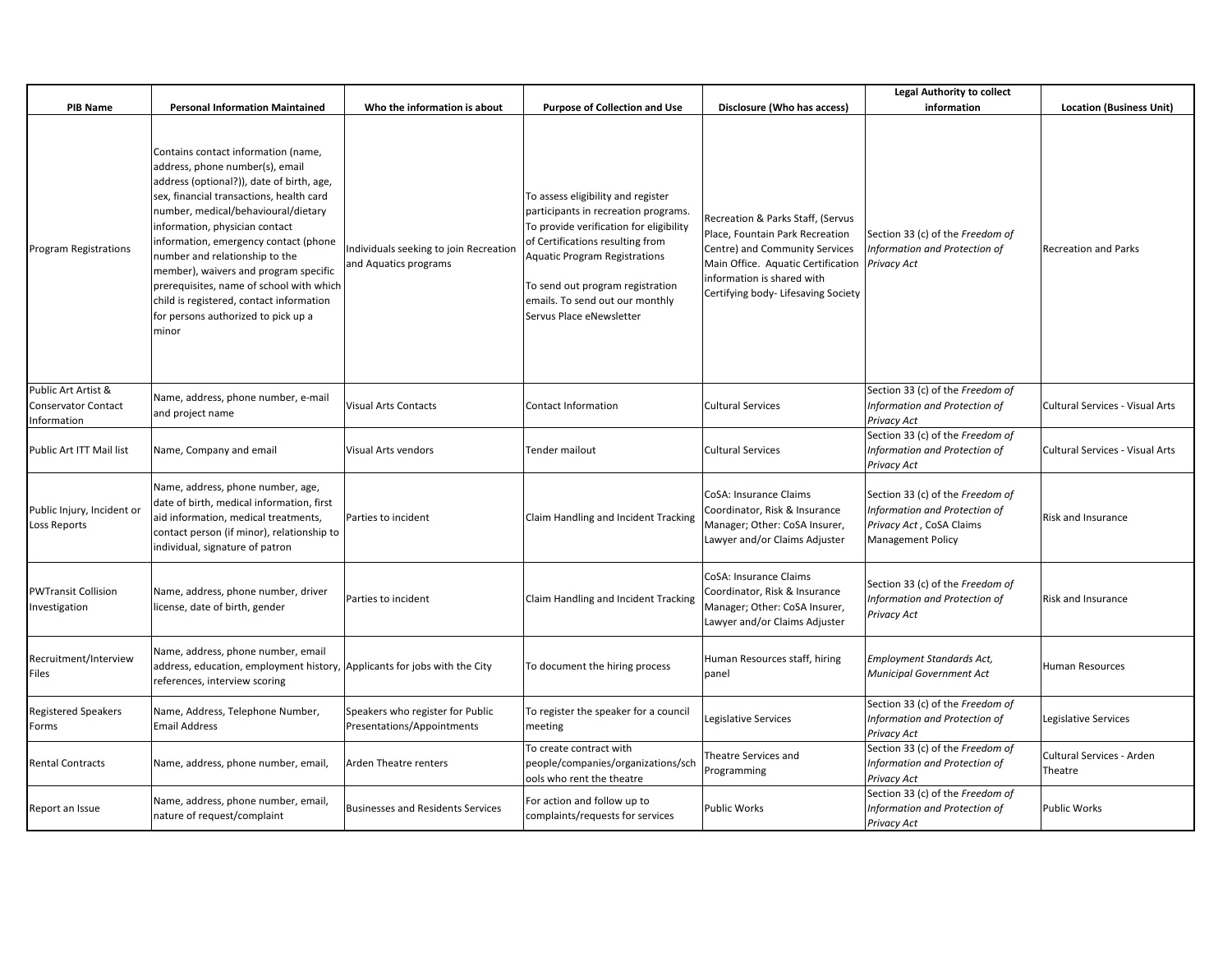| PIB Name | Personal Information Maintained | Who the information is about | Purpose of Collection and Use | Disclosure (Who has access) | Legal Authority to collect information | Location (Business Unit) |
|---|---|---|---|---|---|---|
| Program Registrations | Contains contact information (name, address, phone number(s), email address (optional?)), date of birth, age, sex, financial transactions, health card number, medical/behavioural/dietary information, physician contact information, emergency contact (phone number and relationship to the member), waivers and program specific prerequisites, name of school with which child is registered, contact information for persons authorized to pick up a minor | Individuals seeking to join Recreation and Aquatics programs | To assess eligibility and register participants in recreation programs. To provide verification for eligibility of Certifications resulting from Aquatic Program Registrations<br><br>To send out program registration emails. To send out our monthly Servus Place eNewsletter | Recreation & Parks Staff, (Servus Place, Fountain Park Recreation Centre) and Community Services Main Office. Aquatic Certification information is shared with Certifying body- Lifesaving Society | Section 33 (c) of the *Freedom of Information and Protection of Privacy Act* | Recreation and Parks |
| Public Art Artist & Conservator Contact Information | Name, address, phone number, e-mail and project name | Visual Arts Contacts | Contact Information | Cultural Services | Section 33 (c) of the *Freedom of Information and Protection of Privacy Act* | Cultural Services - Visual Arts |
| Public Art ITT Mail list | Name, Company and email | Visual Arts vendors | Tender mailout | Cultural Services | Section 33 (c) of the *Freedom of Information and Protection of Privacy Act* | Cultural Services - Visual Arts |
| Public Injury, Incident or Loss Reports | Name, address, phone number, age, date of birth, medical information, first aid information, medical treatments, contact person (if minor), relationship to individual, signature of patron | Parties to incident | Claim Handling and Incident Tracking | CoSA: Insurance Claims Coordinator, Risk & Insurance Manager; Other: CoSA Insurer, Lawyer and/or Claims Adjuster | Section 33 (c) of the *Freedom of Information and Protection of Privacy Act* , CoSA Claims Management Policy | Risk and Insurance |
| PWTransit Collision Investigation | Name, address, phone number, driver license, date of birth, gender | Parties to incident | Claim Handling and Incident Tracking | CoSA: Insurance Claims Coordinator, Risk & Insurance Manager; Other: CoSA Insurer, Lawyer and/or Claims Adjuster | Section 33 (c) of the *Freedom of Information and Protection of Privacy Act* | Risk and Insurance |
| Recruitment/Interview Files | Name, address, phone number, email address, education, employment history, references, interview scoring | Applicants for jobs with the City | To document the hiring process | Human Resources staff, hiring panel | *Employment Standards Act, Municipal Government Act* | Human Resources |
| Registered Speakers Forms | Name, Address, Telephone Number, Email Address | Speakers who register for Public Presentations/Appointments | To register the speaker for a council meeting | Legislative Services | Section 33 (c) of the *Freedom of Information and Protection of Privacy Act* | Legislative Services |
| Rental Contracts | Name, address, phone number, email, | Arden Theatre renters | To create contract with people/companies/organizations/schools who rent the theatre | Theatre Services and Programming | Section 33 (c) of the *Freedom of Information and Protection of Privacy Act* | Cultural Services - Arden Theatre |
| Report an Issue | Name, address, phone number, email, nature of request/complaint | Businesses and Residents Services | For action and follow up to complaints/requests for services | Public Works | Section 33 (c) of the *Freedom of Information and Protection of Privacy Act* | Public Works |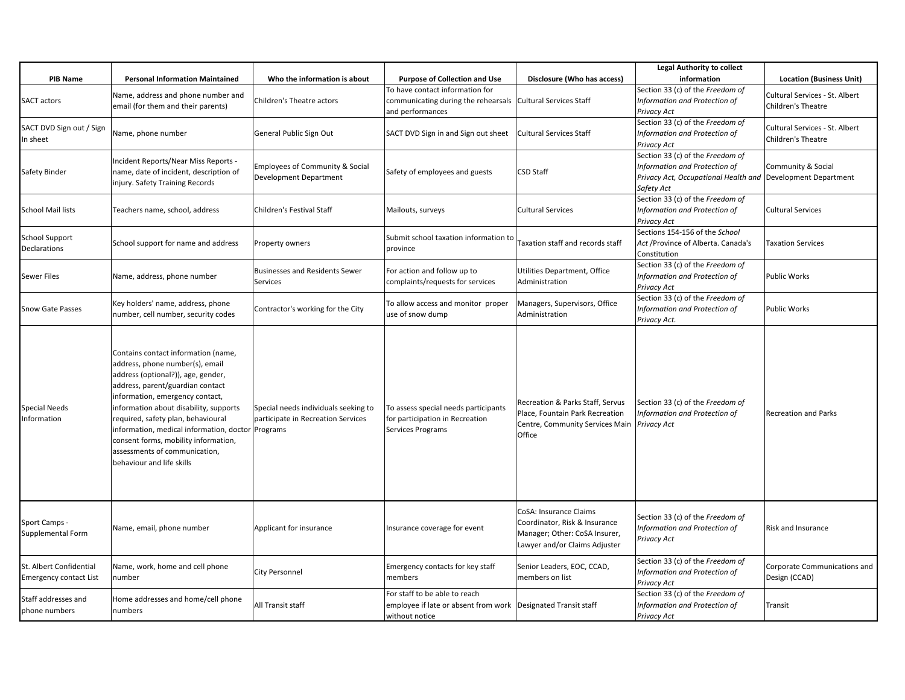| PIB Name | Personal Information Maintained | Who the information is about | Purpose of Collection and Use | Disclosure (Who has access) | Legal Authority to collect information | Location (Business Unit) |
|---|---|---|---|---|---|---|
| SACT actors | Name, address and phone number and email (for them and their parents) | Children's Theatre actors | To have contact information for communicating during the rehearsals and performances | Cultural Services Staff | Section 33 (c) of the *Freedom of Information and Protection of Privacy Act* | Cultural Services - St. Albert Children's Theatre |
| SACT DVD Sign out / Sign In sheet | Name, phone number | General Public Sign Out | SACT DVD Sign in and Sign out sheet | Cultural Services Staff | Section 33 (c) of the *Freedom of Information and Protection of Privacy Act* | Cultural Services - St. Albert Children's Theatre |
| Safety Binder | Incident Reports/Near Miss Reports - name, date of incident, description of injury. Safety Training Records | Employees of Community & Social Development Department | Safety of employees and guests | CSD Staff | Section 33 (c) of the *Freedom of Information and Protection of Privacy Act, Occupational Health and Safety Act* | Community & Social Development Department |
| School Mail lists | Teachers name, school, address | Children's Festival Staff | Mailouts, surveys | Cultural Services | Section 33 (c) of the *Freedom of Information and Protection of Privacy Act* | Cultural Services |
| School Support Declarations | School support for name and address | Property owners | Submit school taxation information to province | Taxation staff and records staff | Sections 154-156 of the *School Act* /Province of Alberta. Canada's Constitution | Taxation Services |
| Sewer Files | Name, address, phone number | Businesses and Residents Sewer Services | For action and follow up to complaints/requests for services | Utilities Department, Office Administration | Section 33 (c) of the *Freedom of Information and Protection of Privacy Act* | Public Works |
| Snow Gate Passes | Key holders' name, address, phone number, cell number, security codes | Contractor's working for the City | To allow access and monitor proper use of snow dump | Managers, Supervisors, Office Administration | Section 33 (c) of the *Freedom of Information and Protection of Privacy Act.* | Public Works |
| Special Needs Information | Contains contact information (name, address, phone number(s), email address (optional?)), age, gender, address, parent/guardian contact information, emergency contact, information about disability, supports required, safety plan, behavioural information, medical information, doctor consent forms, mobility information, assessments of communication, behaviour and life skills | Special needs individuals seeking to participate in Recreation Services Programs | To assess special needs participants for participation in Recreation Services Programs | Recreation & Parks Staff, Servus Place, Fountain Park Recreation Centre, Community Services Main Office | Section 33 (c) of the *Freedom of Information and Protection of Privacy Act* | Recreation and Parks |
| Sport Camps - Supplemental Form | Name, email, phone number | Applicant for insurance | Insurance coverage for event | CoSA: Insurance Claims Coordinator, Risk & Insurance Manager; Other: CoSA Insurer, Lawyer and/or Claims Adjuster | Section 33 (c) of the *Freedom of Information and Protection of Privacy Act* | Risk and Insurance |
| St. Albert Confidential Emergency contact List | Name, work, home and cell phone number | City Personnel | Emergency contacts for key staff members | Senior Leaders, EOC, CCAD, members on list | Section 33 (c) of the *Freedom of Information and Protection of Privacy Act* | Corporate Communications and Design (CCAD) |
| Staff addresses and phone numbers | Home addresses and home/cell phone numbers | All Transit staff | For staff to be able to reach employee if late or absent from work without notice | Designated Transit staff | Section 33 (c) of the *Freedom of Information and Protection of Privacy Act* | Transit |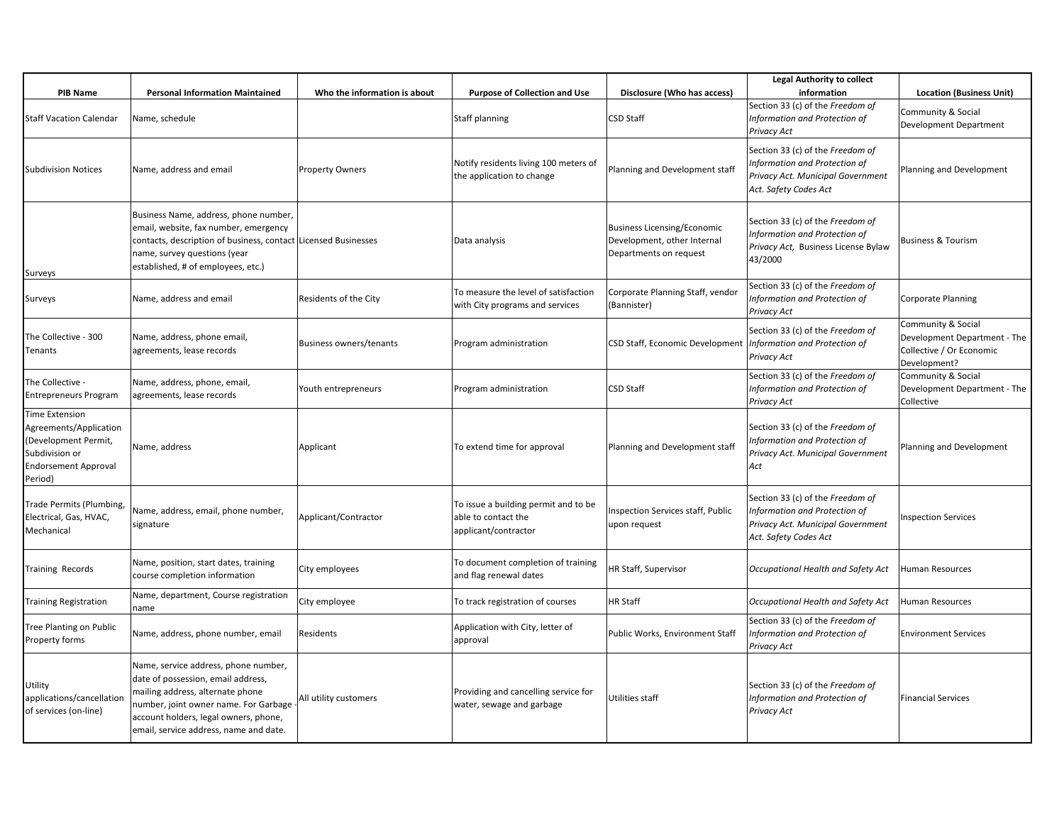| PIB Name | Personal Information Maintained | Who the information is about | Purpose of Collection and Use | Disclosure (Who has access) | Legal Authority to collect information | Location (Business Unit) |
|---|---|---|---|---|---|---|
| Staff Vacation Calendar | Name, schedule | | Staff planning | CSD Staff | Section 33 (c) of the *Freedom of Information and Protection of Privacy Act* | Community & Social Development Department |
| Subdivision Notices | Name, address and email | Property Owners | Notify residents living 100 meters of the application to change | Planning and Development staff | Section 33 (c) of the *Freedom of Information and Protection of Privacy Act. Municipal Government Act. Safety Codes Act* | Planning and Development |
| Surveys | Business Name, address, phone number, email, website, fax number, emergency contacts, description of business, contact name, survey questions (year established, # of employees, etc.) | Licensed Businesses | Data analysis | Business Licensing/Economic Development, other Internal Departments on request | Section 33 (c) of the *Freedom of Information and Protection of Privacy Act,* Business License Bylaw 43/2000 | Business & Tourism |
| Surveys | Name, address and email | Residents of the City | To measure the level of satisfaction with City programs and services | Corporate Planning Staff, vendor (Bannister) | Section 33 (c) of the *Freedom of Information and Protection of Privacy Act* | Corporate Planning |
| The Collective - 300 Tenants | Name, address, phone email, agreements, lease records | Business owners/tenants | Program administration | CSD Staff, Economic Development | Section 33 (c) of the *Freedom of Information and Protection of Privacy Act* | Community & Social Development Department - The Collective / Or Economic Development? |
| The Collective - Entrepreneurs Program | Name, address, phone, email, agreements, lease records | Youth entrepreneurs | Program administration | CSD Staff | Section 33 (c) of the *Freedom of Information and Protection of Privacy Act* | Community & Social Development Department - The Collective |
| Time Extension Agreements/Application (Development Permit, Subdivision or Endorsement Approval Period) | Name, address | Applicant | To extend time for approval | Planning and Development staff | Section 33 (c) of the *Freedom of Information and Protection of Privacy Act. Municipal Government Act* | Planning and Development |
| Trade Permits (Plumbing, Electrical, Gas, HVAC, Mechanical | Name, address, email, phone number, signature | Applicant/Contractor | To issue a building permit and to be able to contact the applicant/contractor | Inspection Services staff, Public upon request | Section 33 (c) of the *Freedom of Information and Protection of Privacy Act. Municipal Government Act. Safety Codes Act* | Inspection Services |
| Training Records | Name, position, start dates, training course completion information | City employees | To document completion of training and flag renewal dates | HR Staff, Supervisor | *Occupational Health and Safety Act* | Human Resources |
| Training Registration | Name, department, Course registration name | City employee | To track registration of courses | HR Staff | *Occupational Health and Safety Act* | Human Resources |
| Tree Planting on Public Property forms | Name, address, phone number, email | Residents | Application with City, letter of approval | Public Works, Environment Staff | Section 33 (c) of the *Freedom of Information and Protection of Privacy Act* | Environment Services |
| Utility applications/cancellation of services (on-line) | Name, service address, phone number, date of possession, email address, mailing address, alternate phone number, joint owner name. For Garbage - account holders, legal owners, phone, email, service address, name and date. | All utility customers | Providing and cancelling service for water, sewage and garbage | Utilities staff | Section 33 (c) of the *Freedom of Information and Protection of Privacy Act* | Financial Services |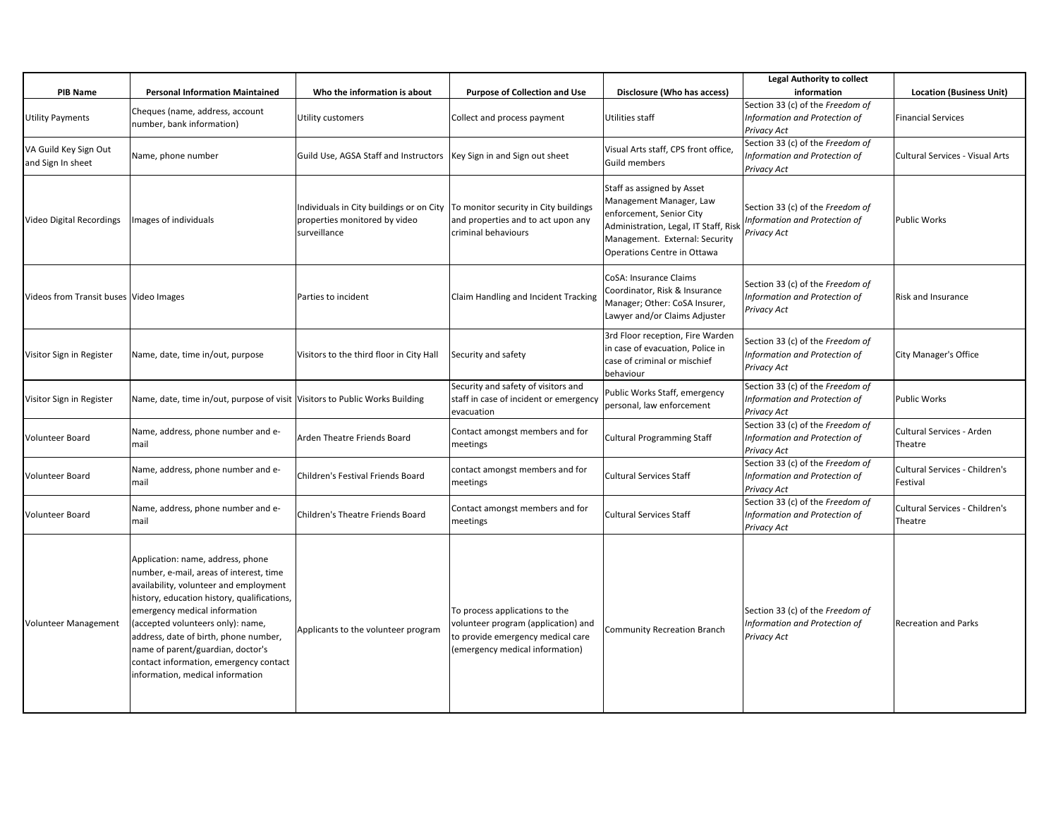| PIB Name | Personal Information Maintained | Who the information is about | Purpose of Collection and Use | Disclosure (Who has access) | Legal Authority to collect information | Location (Business Unit) |
|---|---|---|---|---|---|---|
| Utility Payments | Cheques (name, address, account number, bank information) | Utility customers | Collect and process payment | Utilities staff | Section 33 (c) of the *Freedom of Information and Protection of Privacy Act* | Financial Services |
| VA Guild Key Sign Out and Sign In sheet | Name, phone number | Guild Use, AGSA Staff and Instructors | Key Sign in and Sign out sheet | Visual Arts staff, CPS front office, Guild members | Section 33 (c) of the *Freedom of Information and Protection of Privacy Act* | Cultural Services - Visual Arts |
| Video Digital Recordings | Images of individuals | Individuals in City buildings or on City properties monitored by video surveillance | To monitor security in City buildings and properties and to act upon any criminal behaviours | Staff as assigned by Asset Management Manager, Law enforcement, Senior City Administration, Legal, IT Staff, Risk Management. External: Security Operations Centre in Ottawa | Section 33 (c) of the *Freedom of Information and Protection of Privacy Act* | Public Works |
| Videos from Transit buses | Video Images | Parties to incident | Claim Handling and Incident Tracking | CoSA: Insurance Claims Coordinator, Risk & Insurance Manager; Other: CoSA Insurer, Lawyer and/or Claims Adjuster | Section 33 (c) of the *Freedom of Information and Protection of Privacy Act* | Risk and Insurance |
| Visitor Sign in Register | Name, date, time in/out, purpose | Visitors to the third floor in City Hall | Security and safety | 3rd Floor reception, Fire Warden in case of evacuation, Police in case of criminal or mischief behaviour | Section 33 (c) of the *Freedom of Information and Protection of Privacy Act* | City Manager's Office |
| Visitor Sign in Register | Name, date, time in/out, purpose of visit | Visitors to Public Works Building | Security and safety of visitors and staff in case of incident or emergency evacuation | Public Works Staff, emergency personal, law enforcement | Section 33 (c) of the *Freedom of Information and Protection of Privacy Act* | Public Works |
| Volunteer Board | Name, address, phone number and e-mail | Arden Theatre Friends Board | Contact amongst members and for meetings | Cultural Programming Staff | Section 33 (c) of the *Freedom of Information and Protection of Privacy Act* | Cultural Services - Arden Theatre |
| Volunteer Board | Name, address, phone number and e-mail | Children's Festival Friends Board | contact amongst members and for meetings | Cultural Services Staff | Section 33 (c) of the *Freedom of Information and Protection of Privacy Act* | Cultural Services - Children's Festival |
| Volunteer Board | Name, address, phone number and e-mail | Children's Theatre Friends Board | Contact amongst members and for meetings | Cultural Services Staff | Section 33 (c) of the *Freedom of Information and Protection of Privacy Act* | Cultural Services - Children's Theatre |
| Volunteer Management | Application: name, address, phone number, e-mail, areas of interest, time availability, volunteer and employment history, education history, qualifications, emergency medical information (accepted volunteers only): name, address, date of birth, phone number, name of parent/guardian, doctor's contact information, emergency contact information, medical information | Applicants to the volunteer program | To process applications to the volunteer program (application) and to provide emergency medical care (emergency medical information) | Community Recreation Branch | Section 33 (c) of the *Freedom of Information and Protection of Privacy Act* | Recreation and Parks |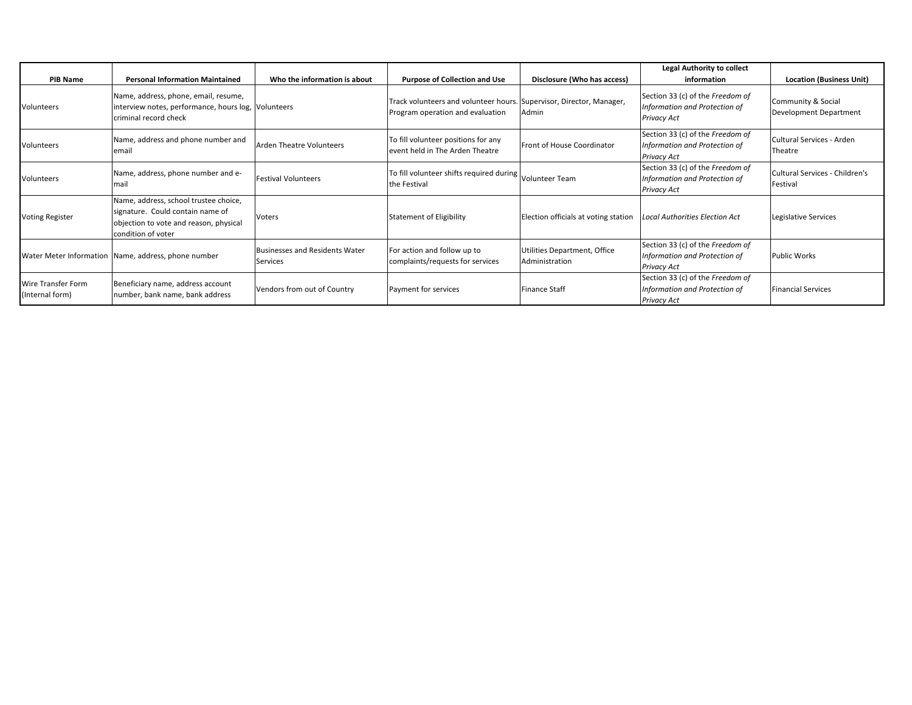| PIB Name | Personal Information Maintained | Who the information is about | Purpose of Collection and Use | Disclosure (Who has access) | Legal Authority to collect information | Location (Business Unit) |
|---|---|---|---|---|---|---|
| Volunteers | Name, address, phone, email, resume, interview notes, performance, hours log, criminal record check | Volunteers | Track volunteers and volunteer hours. Program operation and evaluation | Supervisor, Director, Manager, Admin | Section 33 (c) of the *Freedom of Information and Protection of Privacy Act* | Community & Social Development Department |
| Volunteers | Name, address and phone number and email | Arden Theatre Volunteers | To fill volunteer positions for any event held in The Arden Theatre | Front of House Coordinator | Section 33 (c) of the *Freedom of Information and Protection of Privacy Act* | Cultural Services - Arden Theatre |
| Volunteers | Name, address, phone number and e-mail | Festival Volunteers | To fill volunteer shifts required during the Festival | Volunteer Team | Section 33 (c) of the *Freedom of Information and Protection of Privacy Act* | Cultural Services - Children's Festival |
| Voting Register | Name, address, school trustee choice, signature. Could contain name of objection to vote and reason, physical condition of voter | Voters | Statement of Eligibility | Election officials at voting station | *Local Authorities Election Act* | Legislative Services |
| Water Meter Information | Name, address, phone number | Businesses and Residents Water Services | For action and follow up to complaints/requests for services | Utilities Department, Office Administration | Section 33 (c) of the *Freedom of Information and Protection of Privacy Act* | Public Works |
| Wire Transfer Form (Internal form) | Beneficiary name, address account number, bank name, bank address | Vendors from out of Country | Payment for services | Finance Staff | Section 33 (c) of the *Freedom of Information and Protection of Privacy Act* | Financial Services |